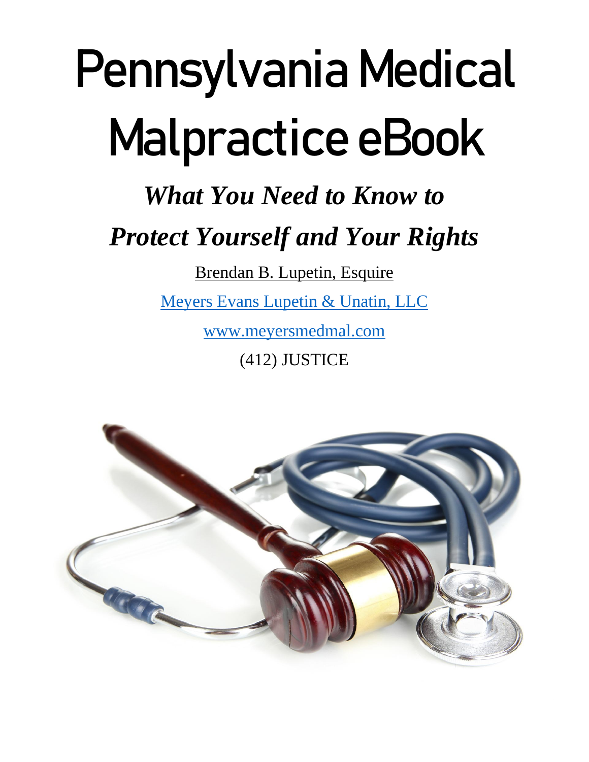# Pennsylvania Medical Malpractice eBook

## *What You Need to Know to Protect Yourself and Your Rights*

Brendan B. Lupetin, Esquire

Meyers Evans Lupetin & Unatin, LLC

www.meyersmedmal.com

(412) JUSTICE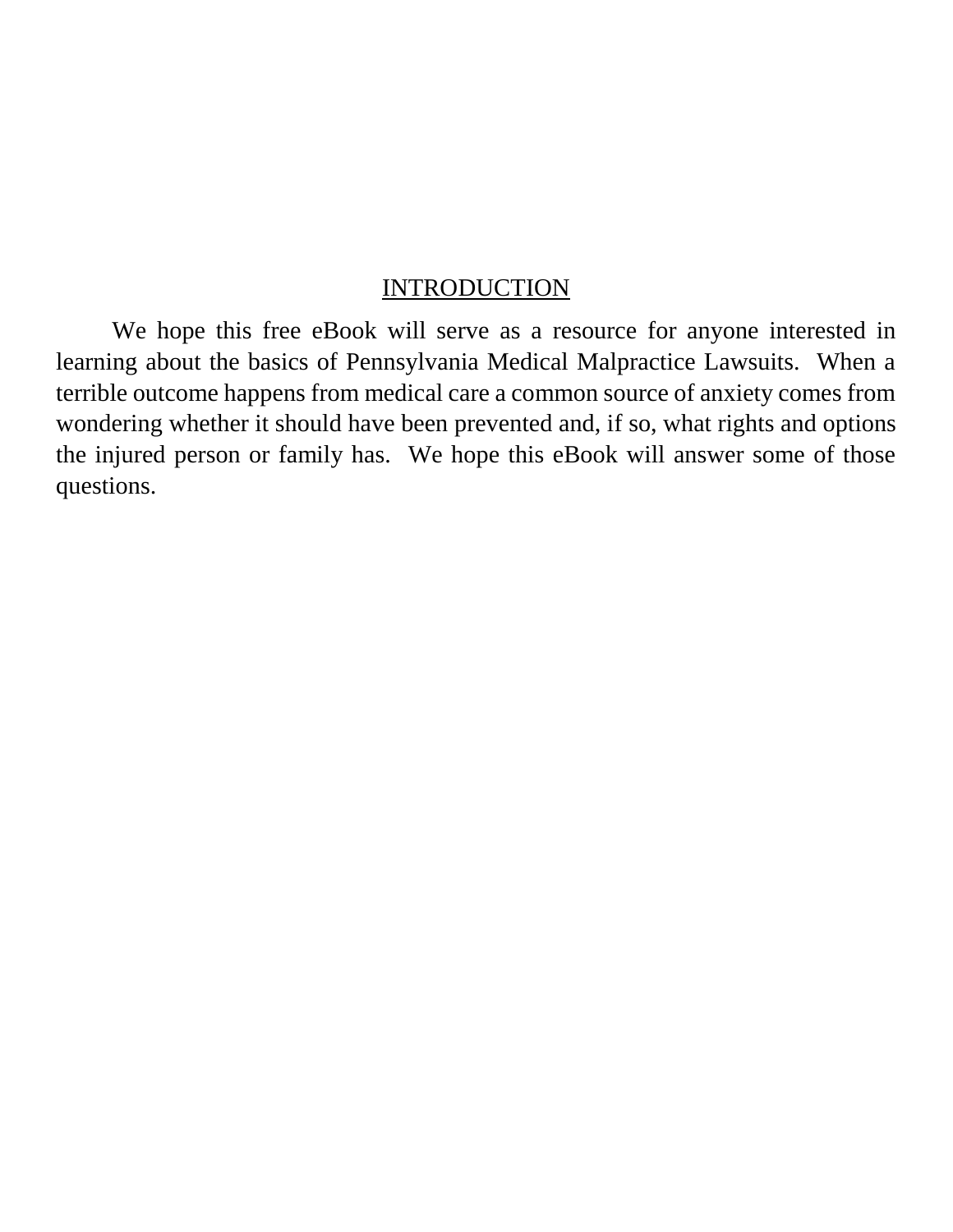## INTRODUCTION

We hope this free eBook will serve as a resource for anyone interested in learning about the basics of Pennsylvania Medical Malpractice Lawsuits. When a terrible outcome happens from medical care a common source of anxiety comes from wondering whether it should have been prevented and, if so, what rights and options the injured person or family has. We hope this eBook will answer some of those questions.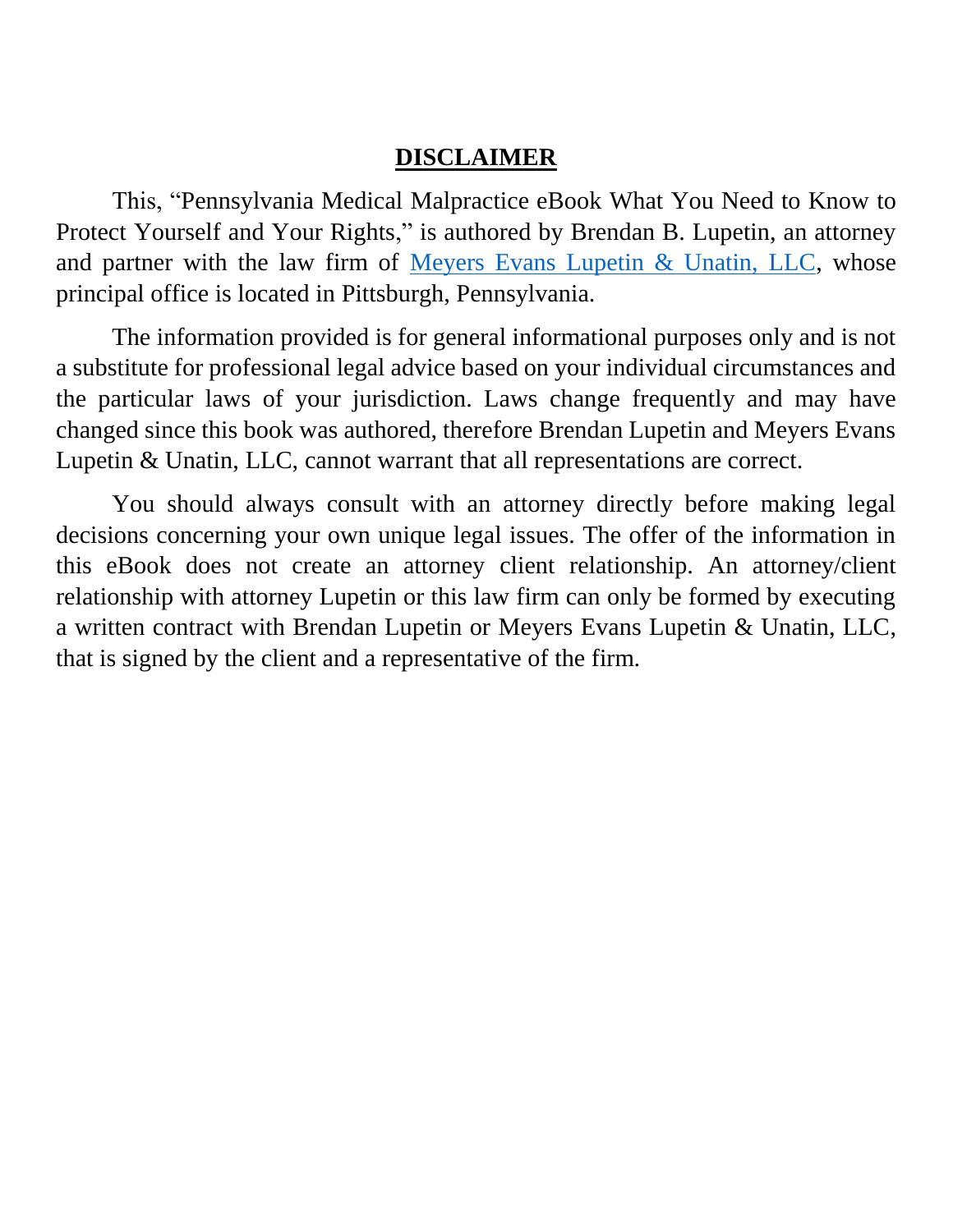# **DISCLAIMER**

This, "Pennsylvania Medical Malpractice eBook What You Need to Know to Protect Yourself and Your Rights," is authored by Brendan B. Lupetin, an attorney and partner with the law firm of Meyers Evans Lupetin & Unatin, LLC, whose principal office is located in Pittsburgh, Pennsylvania.

The information provided is for general informational purposes only and is not a substitute for professional legal advice based on your individual circumstances and the particular laws of your jurisdiction. Laws change frequently and may have changed since this book was authored, therefore Brendan Lupetin and Meyers Evans Lupetin & Unatin, LLC, cannot warrant that all representations are correct.

You should always consult with an attorney directly before making legal decisions concerning your own unique legal issues. The offer of the information in this eBook does not create an attorney client relationship. An attorney/client relationship with attorney Lupetin or this law firm can only be formed by executing a written contract with Brendan Lupetin or Meyers Evans Lupetin & Unatin, LLC, that is signed by the client and a representative of the firm.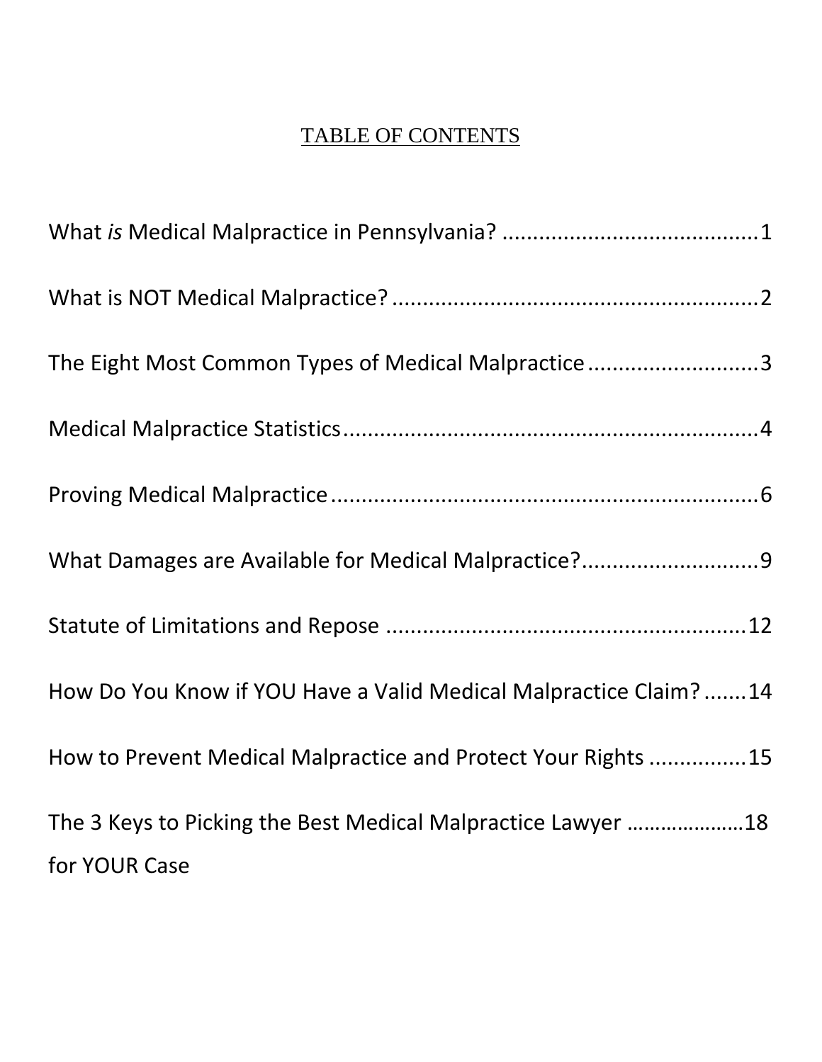# TABLE OF CONTENTS

What *is* Medical Malpractice in Pennsylvania? ..........................................1

What is NOT Medical Malpractice? ..........................................................2

The Eight Most Common Types of Medical Malpractice ............................3

Medical Malpractice Statistics ....................................................................4

Proving Medical Malpractice .......................................................................6

What Damages are Available for Medical Malpractice? .............................9

Statute of Limitations and Repose ...........................................................12

How Do You Know if YOU Have a Valid Medical Malpractice Claim? .......14

How to Prevent Medical Malpractice and Protect Your Rights ................15

The 3 Keys to Picking the Best Medical Malpractice Lawyer …………………18
for YOUR Case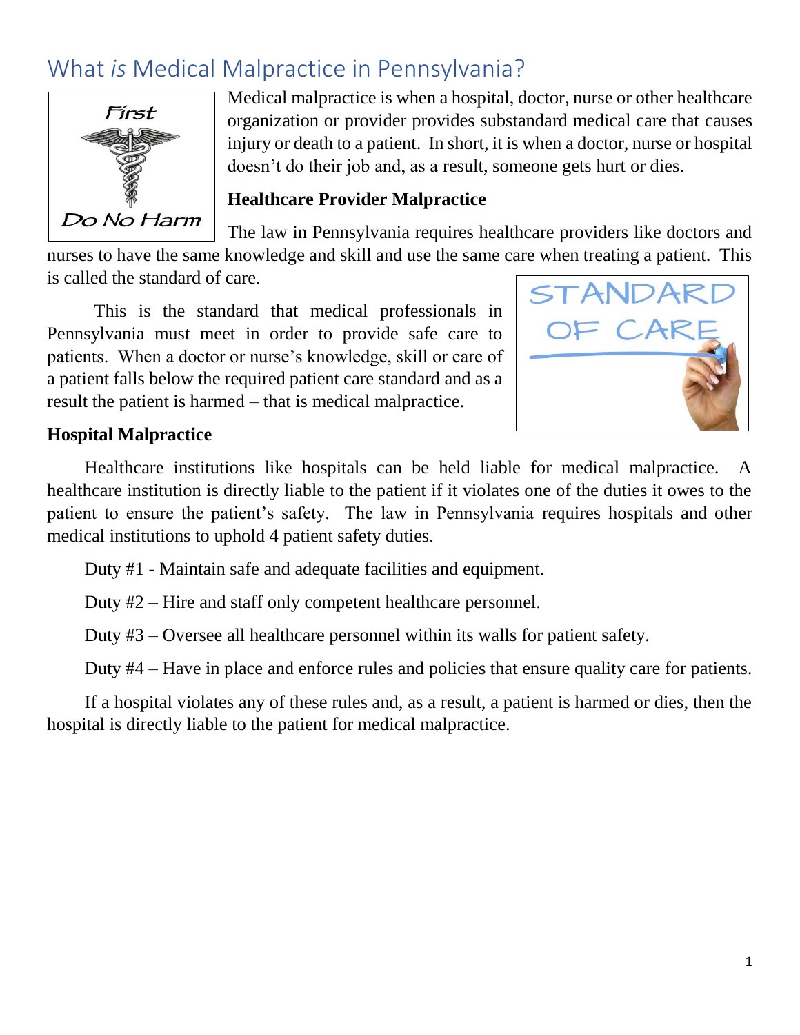# What *is* Medical Malpractice in Pennsylvania?

Medical malpractice is when a hospital, doctor, nurse or other healthcare organization or provider provides substandard medical care that causes injury or death to a patient. In short, it is when a doctor, nurse or hospital doesn't do their job and, as a result, someone gets hurt or dies.

**Healthcare Provider Malpractice**

The law in Pennsylvania requires healthcare providers like doctors and nurses to have the same knowledge and skill and use the same care when treating a patient. This is called the standard of care.

This is the standard that medical professionals in Pennsylvania must meet in order to provide safe care to patients. When a doctor or nurse's knowledge, skill or care of a patient falls below the required patient care standard and as a result the patient is harmed – that is medical malpractice.

**Hospital Malpractice**

Healthcare institutions like hospitals can be held liable for medical malpractice. A healthcare institution is directly liable to the patient if it violates one of the duties it owes to the patient to ensure the patient's safety. The law in Pennsylvania requires hospitals and other medical institutions to uphold 4 patient safety duties.

Duty #1 - Maintain safe and adequate facilities and equipment.

Duty #2 – Hire and staff only competent healthcare personnel.

Duty #3 – Oversee all healthcare personnel within its walls for patient safety.

Duty #4 – Have in place and enforce rules and policies that ensure quality care for patients.

If a hospital violates any of these rules and, as a result, a patient is harmed or dies, then the hospital is directly liable to the patient for medical malpractice.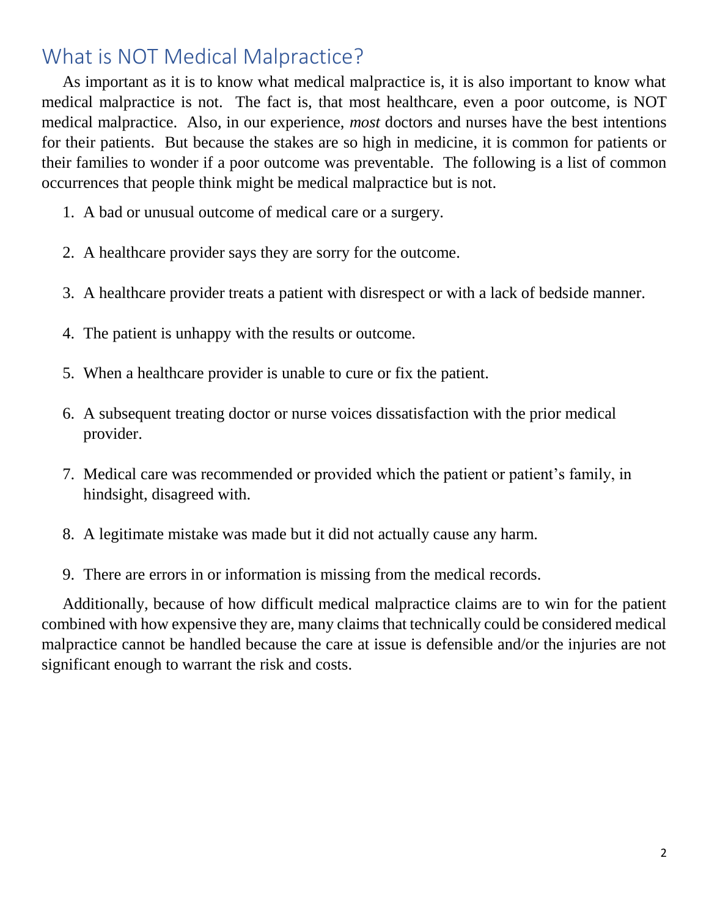## What is NOT Medical Malpractice?

As important as it is to know what medical malpractice is, it is also important to know what medical malpractice is not. The fact is, that most healthcare, even a poor outcome, is NOT medical malpractice. Also, in our experience, *most* doctors and nurses have the best intentions for their patients. But because the stakes are so high in medicine, it is common for patients or their families to wonder if a poor outcome was preventable. The following is a list of common occurrences that people think might be medical malpractice but is not.

1. A bad or unusual outcome of medical care or a surgery.
2. A healthcare provider says they are sorry for the outcome.
3. A healthcare provider treats a patient with disrespect or with a lack of bedside manner.
4. The patient is unhappy with the results or outcome.
5. When a healthcare provider is unable to cure or fix the patient.
6. A subsequent treating doctor or nurse voices dissatisfaction with the prior medical provider.
7. Medical care was recommended or provided which the patient or patient's family, in hindsight, disagreed with.
8. A legitimate mistake was made but it did not actually cause any harm.
9. There are errors in or information is missing from the medical records.

Additionally, because of how difficult medical malpractice claims are to win for the patient combined with how expensive they are, many claims that technically could be considered medical malpractice cannot be handled because the care at issue is defensible and/or the injuries are not significant enough to warrant the risk and costs.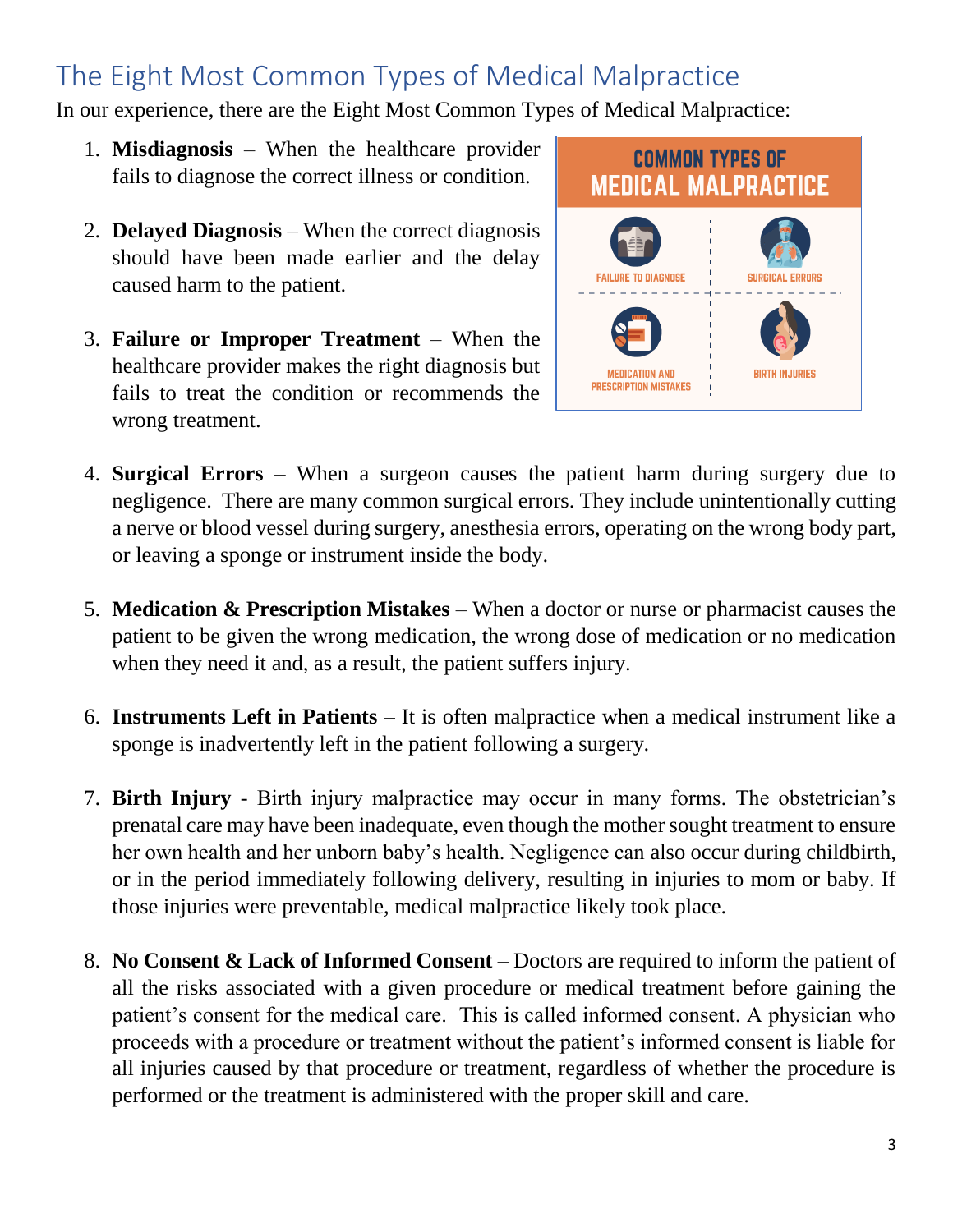## The Eight Most Common Types of Medical Malpractice

In our experience, there are the Eight Most Common Types of Medical Malpractice:

1. **Misdiagnosis** – When the healthcare provider fails to diagnose the correct illness or condition.

2. **Delayed Diagnosis** – When the correct diagnosis should have been made earlier and the delay caused harm to the patient.

3. **Failure or Improper Treatment** – When the healthcare provider makes the right diagnosis but fails to treat the condition or recommends the wrong treatment.

4. **Surgical Errors** – When a surgeon causes the patient harm during surgery due to negligence. There are many common surgical errors. They include unintentionally cutting a nerve or blood vessel during surgery, anesthesia errors, operating on the wrong body part, or leaving a sponge or instrument inside the body.

5. **Medication & Prescription Mistakes** – When a doctor or nurse or pharmacist causes the patient to be given the wrong medication, the wrong dose of medication or no medication when they need it and, as a result, the patient suffers injury.

6. **Instruments Left in Patients** – It is often malpractice when a medical instrument like a sponge is inadvertently left in the patient following a surgery.

7. **Birth Injury** - Birth injury malpractice may occur in many forms. The obstetrician's prenatal care may have been inadequate, even though the mother sought treatment to ensure her own health and her unborn baby's health. Negligence can also occur during childbirth, or in the period immediately following delivery, resulting in injuries to mom or baby. If those injuries were preventable, medical malpractice likely took place.

8. **No Consent & Lack of Informed Consent** – Doctors are required to inform the patient of all the risks associated with a given procedure or medical treatment before gaining the patient's consent for the medical care. This is called informed consent. A physician who proceeds with a procedure or treatment without the patient's informed consent is liable for all injuries caused by that procedure or treatment, regardless of whether the procedure is performed or the treatment is administered with the proper skill and care.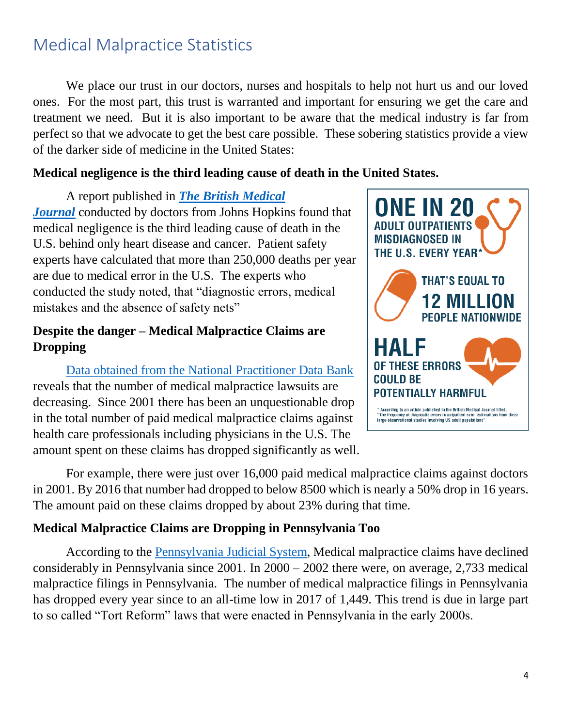# Medical Malpractice Statistics

We place our trust in our doctors, nurses and hospitals to help not hurt us and our loved ones. For the most part, this trust is warranted and important for ensuring we get the care and treatment we need. But it is also important to be aware that the medical industry is far from perfect so that we advocate to get the best care possible. These sobering statistics provide a view of the darker side of medicine in the United States:

**Medical negligence is the third leading cause of death in the United States.**

A report published in ***The British Medical Journal*** conducted by doctors from Johns Hopkins found that medical negligence is the third leading cause of death in the U.S. behind only heart disease and cancer. Patient safety experts have calculated that more than 250,000 deaths per year are due to medical error in the U.S. The experts who conducted the study noted, that "diagnostic errors, medical mistakes and the absence of safety nets"

**ONE IN 20** ADULT OUTPATIENTS MISDIAGNOSED IN THE U.S. EVERY YEAR*

THAT'S EQUAL TO **12 MILLION** PEOPLE NATIONWIDE

**HALF** OF THESE ERRORS COULD BE POTENTIALLY HARMFUL

* According to an article published in the British Medical Journal titled, "The frequency of diagnostic errors in outpatient care: estimations from three large observational studies involving US adult populations"

**Despite the danger – Medical Malpractice Claims are Dropping**

Data obtained from the National Practitioner Data Bank reveals that the number of medical malpractice lawsuits are decreasing. Since 2001 there has been an unquestionable drop in the total number of paid medical malpractice claims against health care professionals including physicians in the U.S. The amount spent on these claims has dropped significantly as well.

For example, there were just over 16,000 paid medical malpractice claims against doctors in 2001. By 2016 that number had dropped to below 8500 which is nearly a 50% drop in 16 years. The amount paid on these claims dropped by about 23% during that time.

**Medical Malpractice Claims are Dropping in Pennsylvania Too**

According to the Pennsylvania Judicial System, Medical malpractice claims have declined considerably in Pennsylvania since 2001. In 2000 – 2002 there were, on average, 2,733 medical malpractice filings in Pennsylvania. The number of medical malpractice filings in Pennsylvania has dropped every year since to an all-time low in 2017 of 1,449. This trend is due in large part to so called "Tort Reform" laws that were enacted in Pennsylvania in the early 2000s.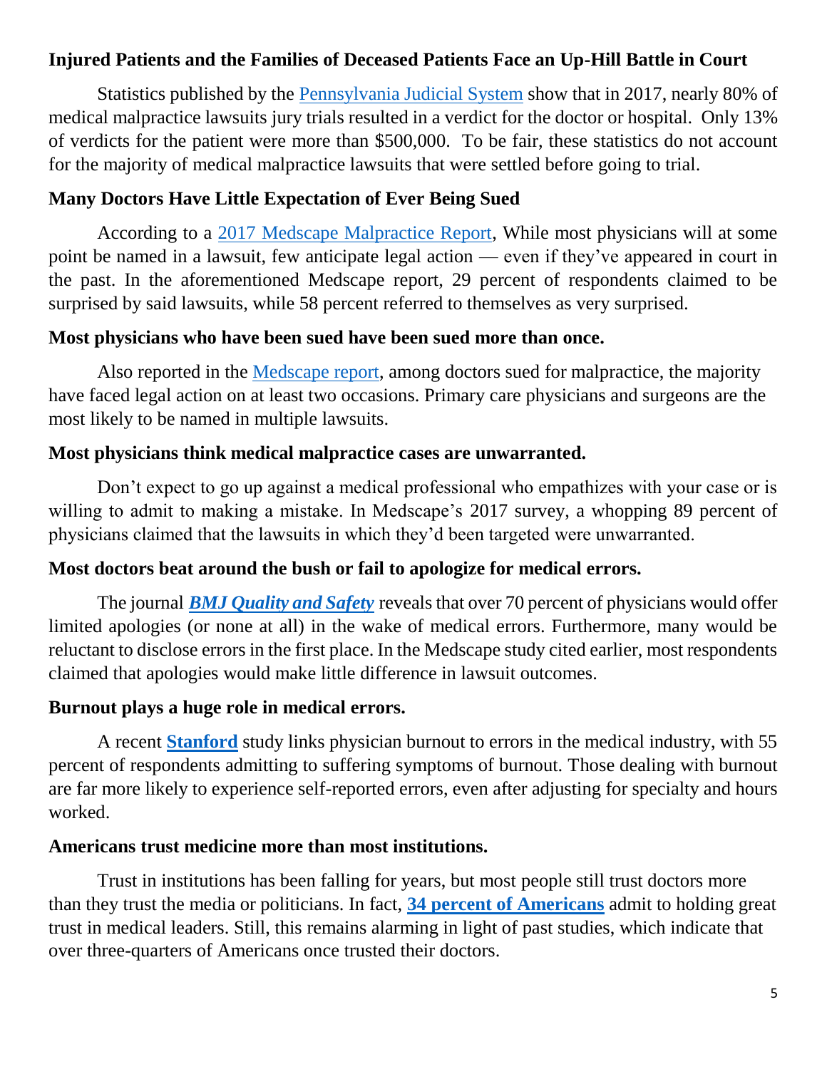**Injured Patients and the Families of Deceased Patients Face an Up-Hill Battle in Court**

Statistics published by the Pennsylvania Judicial System show that in 2017, nearly 80% of medical malpractice lawsuits jury trials resulted in a verdict for the doctor or hospital. Only 13% of verdicts for the patient were more than $500,000. To be fair, these statistics do not account for the majority of medical malpractice lawsuits that were settled before going to trial.

**Many Doctors Have Little Expectation of Ever Being Sued**

According to a 2017 Medscape Malpractice Report, While most physicians will at some point be named in a lawsuit, few anticipate legal action — even if they've appeared in court in the past. In the aforementioned Medscape report, 29 percent of respondents claimed to be surprised by said lawsuits, while 58 percent referred to themselves as very surprised.

**Most physicians who have been sued have been sued more than once.**

Also reported in the Medscape report, among doctors sued for malpractice, the majority have faced legal action on at least two occasions. Primary care physicians and surgeons are the most likely to be named in multiple lawsuits.

**Most physicians think medical malpractice cases are unwarranted.**

Don't expect to go up against a medical professional who empathizes with your case or is willing to admit to making a mistake. In Medscape's 2017 survey, a whopping 89 percent of physicians claimed that the lawsuits in which they'd been targeted were unwarranted.

**Most doctors beat around the bush or fail to apologize for medical errors.**

The journal ***BMJ Quality and Safety*** reveals that over 70 percent of physicians would offer limited apologies (or none at all) in the wake of medical errors. Furthermore, many would be reluctant to disclose errors in the first place. In the Medscape study cited earlier, most respondents claimed that apologies would make little difference in lawsuit outcomes.

**Burnout plays a huge role in medical errors.**

A recent **Stanford** study links physician burnout to errors in the medical industry, with 55 percent of respondents admitting to suffering symptoms of burnout. Those dealing with burnout are far more likely to experience self-reported errors, even after adjusting for specialty and hours worked.

**Americans trust medicine more than most institutions.**

Trust in institutions has been falling for years, but most people still trust doctors more than they trust the media or politicians. In fact, **34 percent of Americans** admit to holding great trust in medical leaders. Still, this remains alarming in light of past studies, which indicate that over three-quarters of Americans once trusted their doctors.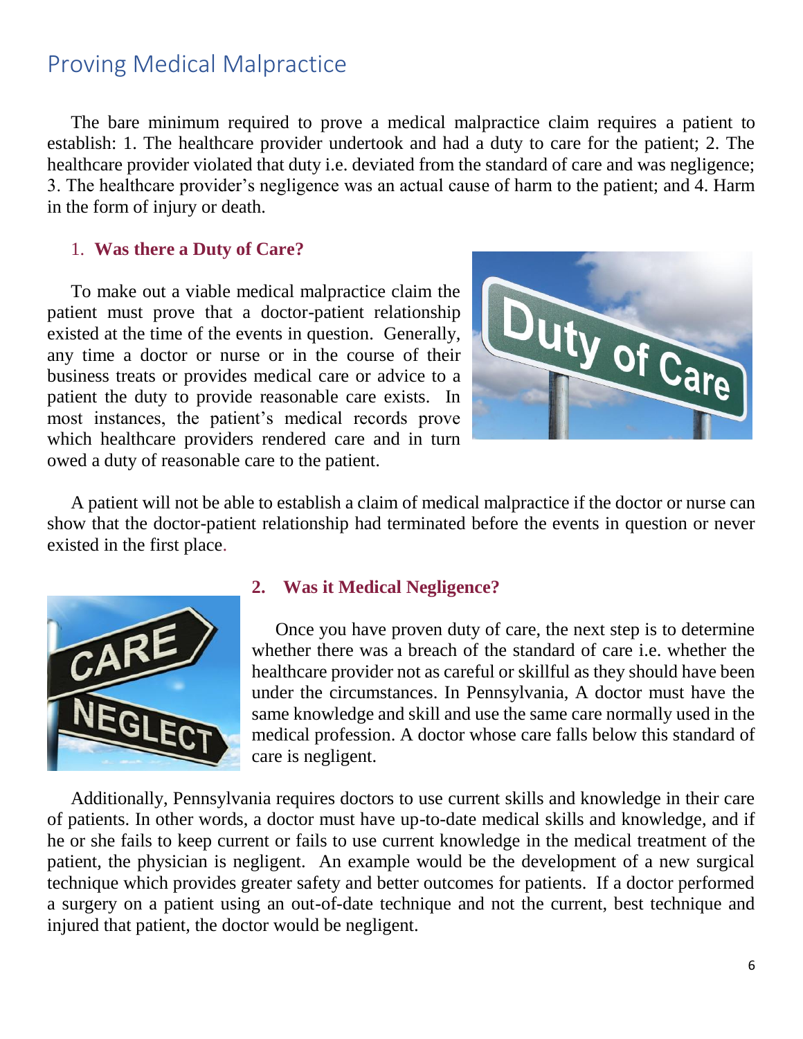## Proving Medical Malpractice

The bare minimum required to prove a medical malpractice claim requires a patient to establish: 1. The healthcare provider undertook and had a duty to care for the patient; 2. The healthcare provider violated that duty i.e. deviated from the standard of care and was negligence; 3. The healthcare provider's negligence was an actual cause of harm to the patient; and 4. Harm in the form of injury or death.

### 1. Was there a Duty of Care?

To make out a viable medical malpractice claim the patient must prove that a doctor-patient relationship existed at the time of the events in question. Generally, any time a doctor or nurse or in the course of their business treats or provides medical care or advice to a patient the duty to provide reasonable care exists. In most instances, the patient's medical records prove which healthcare providers rendered care and in turn owed a duty of reasonable care to the patient.

A patient will not be able to establish a claim of medical malpractice if the doctor or nurse can show that the doctor-patient relationship had terminated before the events in question or never existed in the first place.

### 2. Was it Medical Negligence?

Once you have proven duty of care, the next step is to determine whether there was a breach of the standard of care i.e. whether the healthcare provider not as careful or skillful as they should have been under the circumstances. In Pennsylvania, A doctor must have the same knowledge and skill and use the same care normally used in the medical profession. A doctor whose care falls below this standard of care is negligent.

Additionally, Pennsylvania requires doctors to use current skills and knowledge in their care of patients. In other words, a doctor must have up-to-date medical skills and knowledge, and if he or she fails to keep current or fails to use current knowledge in the medical treatment of the patient, the physician is negligent. An example would be the development of a new surgical technique which provides greater safety and better outcomes for patients. If a doctor performed a surgery on a patient using an out-of-date technique and not the current, best technique and injured that patient, the doctor would be negligent.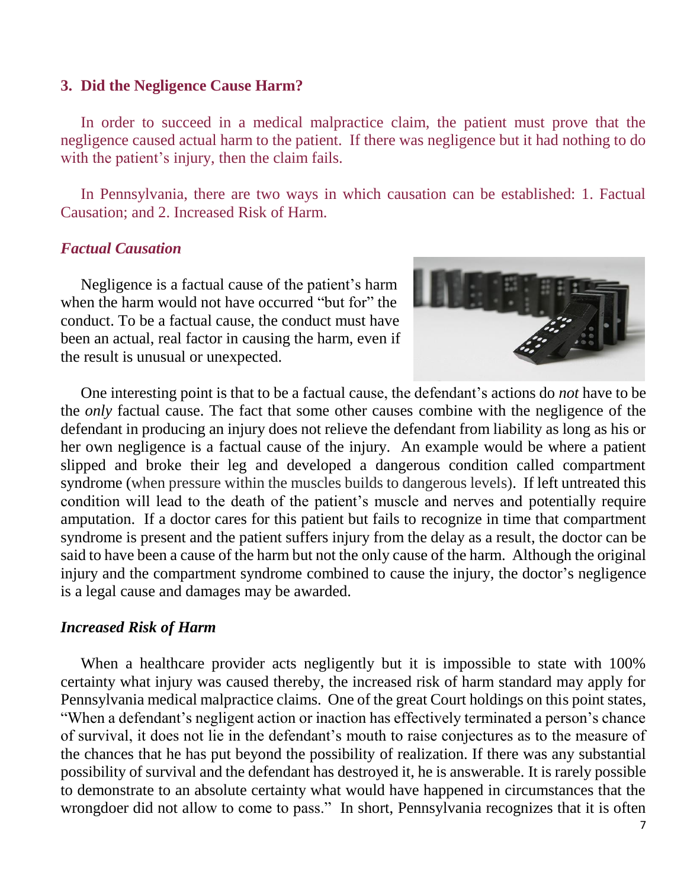### 3. Did the Negligence Cause Harm?

In order to succeed in a medical malpractice claim, the patient must prove that the negligence caused actual harm to the patient. If there was negligence but it had nothing to do with the patient's injury, then the claim fails.

In Pennsylvania, there are two ways in which causation can be established: 1. Factual Causation; and 2. Increased Risk of Harm.

#### *Factual Causation*

Negligence is a factual cause of the patient's harm when the harm would not have occurred "but for" the conduct. To be a factual cause, the conduct must have been an actual, real factor in causing the harm, even if the result is unusual or unexpected.

One interesting point is that to be a factual cause, the defendant's actions do *not* have to be the *only* factual cause. The fact that some other causes combine with the negligence of the defendant in producing an injury does not relieve the defendant from liability as long as his or her own negligence is a factual cause of the injury. An example would be where a patient slipped and broke their leg and developed a dangerous condition called compartment syndrome (when pressure within the muscles builds to dangerous levels). If left untreated this condition will lead to the death of the patient's muscle and nerves and potentially require amputation. If a doctor cares for this patient but fails to recognize in time that compartment syndrome is present and the patient suffers injury from the delay as a result, the doctor can be said to have been a cause of the harm but not the only cause of the harm. Although the original injury and the compartment syndrome combined to cause the injury, the doctor's negligence is a legal cause and damages may be awarded.

#### *Increased Risk of Harm*

When a healthcare provider acts negligently but it is impossible to state with 100% certainty what injury was caused thereby, the increased risk of harm standard may apply for Pennsylvania medical malpractice claims. One of the great Court holdings on this point states, "When a defendant's negligent action or inaction has effectively terminated a person's chance of survival, it does not lie in the defendant's mouth to raise conjectures as to the measure of the chances that he has put beyond the possibility of realization. If there was any substantial possibility of survival and the defendant has destroyed it, he is answerable. It is rarely possible to demonstrate to an absolute certainty what would have happened in circumstances that the wrongdoer did not allow to come to pass." In short, Pennsylvania recognizes that it is often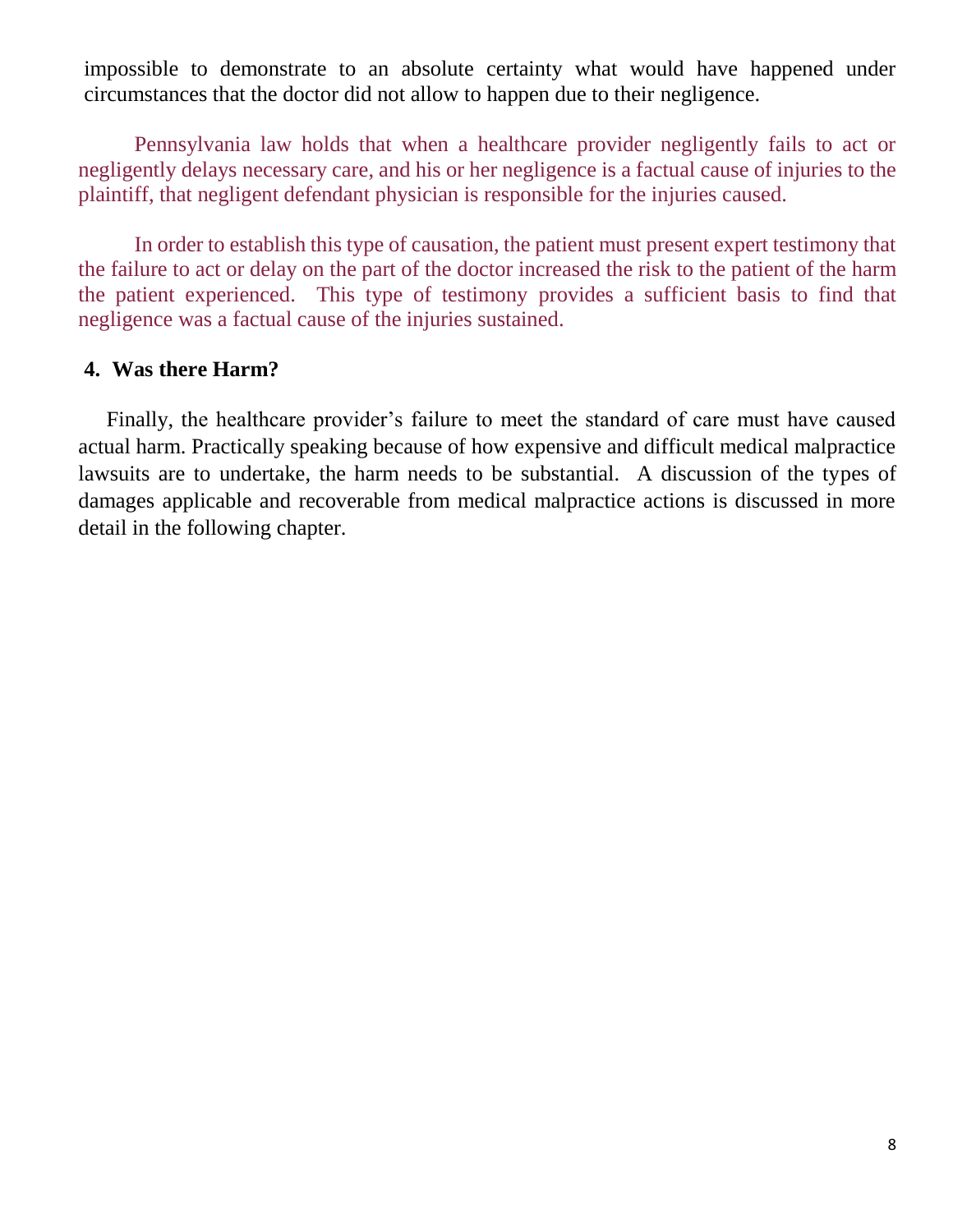impossible to demonstrate to an absolute certainty what would have happened under circumstances that the doctor did not allow to happen due to their negligence.

Pennsylvania law holds that when a healthcare provider negligently fails to act or negligently delays necessary care, and his or her negligence is a factual cause of injuries to the plaintiff, that negligent defendant physician is responsible for the injuries caused.

In order to establish this type of causation, the patient must present expert testimony that the failure to act or delay on the part of the doctor increased the risk to the patient of the harm the patient experienced. This type of testimony provides a sufficient basis to find that negligence was a factual cause of the injuries sustained.

### 4. Was there Harm?

Finally, the healthcare provider's failure to meet the standard of care must have caused actual harm. Practically speaking because of how expensive and difficult medical malpractice lawsuits are to undertake, the harm needs to be substantial. A discussion of the types of damages applicable and recoverable from medical malpractice actions is discussed in more detail in the following chapter.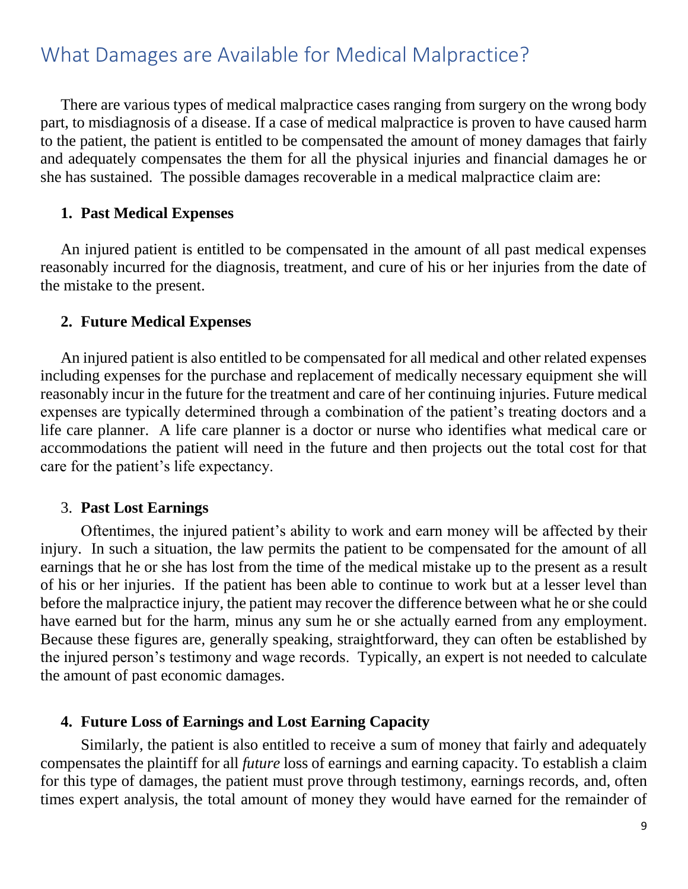# What Damages are Available for Medical Malpractice?

There are various types of medical malpractice cases ranging from surgery on the wrong body part, to misdiagnosis of a disease. If a case of medical malpractice is proven to have caused harm to the patient, the patient is entitled to be compensated the amount of money damages that fairly and adequately compensates the them for all the physical injuries and financial damages he or she has sustained. The possible damages recoverable in a medical malpractice claim are:

### 1. Past Medical Expenses

An injured patient is entitled to be compensated in the amount of all past medical expenses reasonably incurred for the diagnosis, treatment, and cure of his or her injuries from the date of the mistake to the present.

### 2. Future Medical Expenses

An injured patient is also entitled to be compensated for all medical and other related expenses including expenses for the purchase and replacement of medically necessary equipment she will reasonably incur in the future for the treatment and care of her continuing injuries. Future medical expenses are typically determined through a combination of the patient's treating doctors and a life care planner. A life care planner is a doctor or nurse who identifies what medical care or accommodations the patient will need in the future and then projects out the total cost for that care for the patient's life expectancy.

### 3. Past Lost Earnings

Oftentimes, the injured patient's ability to work and earn money will be affected by their injury. In such a situation, the law permits the patient to be compensated for the amount of all earnings that he or she has lost from the time of the medical mistake up to the present as a result of his or her injuries. If the patient has been able to continue to work but at a lesser level than before the malpractice injury, the patient may recover the difference between what he or she could have earned but for the harm, minus any sum he or she actually earned from any employment. Because these figures are, generally speaking, straightforward, they can often be established by the injured person's testimony and wage records. Typically, an expert is not needed to calculate the amount of past economic damages.

### 4. Future Loss of Earnings and Lost Earning Capacity

Similarly, the patient is also entitled to receive a sum of money that fairly and adequately compensates the plaintiff for all *future* loss of earnings and earning capacity. To establish a claim for this type of damages, the patient must prove through testimony, earnings records, and, often times expert analysis, the total amount of money they would have earned for the remainder of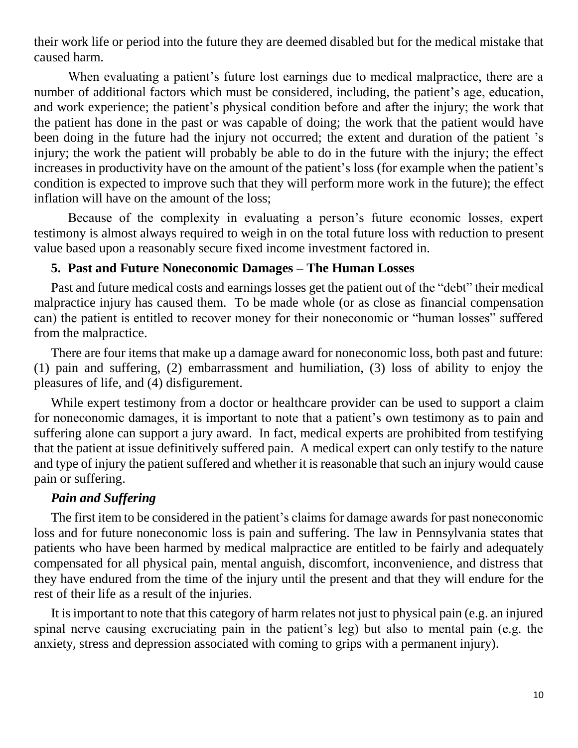their work life or period into the future they are deemed disabled but for the medical mistake that caused harm.

When evaluating a patient's future lost earnings due to medical malpractice, there are a number of additional factors which must be considered, including, the patient's age, education, and work experience; the patient's physical condition before and after the injury; the work that the patient has done in the past or was capable of doing; the work that the patient would have been doing in the future had the injury not occurred; the extent and duration of the patient 's injury; the work the patient will probably be able to do in the future with the injury; the effect increases in productivity have on the amount of the patient's loss (for example when the patient's condition is expected to improve such that they will perform more work in the future); the effect inflation will have on the amount of the loss;

Because of the complexity in evaluating a person's future economic losses, expert testimony is almost always required to weigh in on the total future loss with reduction to present value based upon a reasonably secure fixed income investment factored in.

### 5. Past and Future Noneconomic Damages – The Human Losses

Past and future medical costs and earnings losses get the patient out of the "debt" their medical malpractice injury has caused them. To be made whole (or as close as financial compensation can) the patient is entitled to recover money for their noneconomic or "human losses" suffered from the malpractice.

There are four items that make up a damage award for noneconomic loss, both past and future: (1) pain and suffering, (2) embarrassment and humiliation, (3) loss of ability to enjoy the pleasures of life, and (4) disfigurement.

While expert testimony from a doctor or healthcare provider can be used to support a claim for noneconomic damages, it is important to note that a patient's own testimony as to pain and suffering alone can support a jury award. In fact, medical experts are prohibited from testifying that the patient at issue definitively suffered pain. A medical expert can only testify to the nature and type of injury the patient suffered and whether it is reasonable that such an injury would cause pain or suffering.

#### *Pain and Suffering*

The first item to be considered in the patient's claims for damage awards for past noneconomic loss and for future noneconomic loss is pain and suffering. The law in Pennsylvania states that patients who have been harmed by medical malpractice are entitled to be fairly and adequately compensated for all physical pain, mental anguish, discomfort, inconvenience, and distress that they have endured from the time of the injury until the present and that they will endure for the rest of their life as a result of the injuries.

It is important to note that this category of harm relates not just to physical pain (e.g. an injured spinal nerve causing excruciating pain in the patient's leg) but also to mental pain (e.g. the anxiety, stress and depression associated with coming to grips with a permanent injury).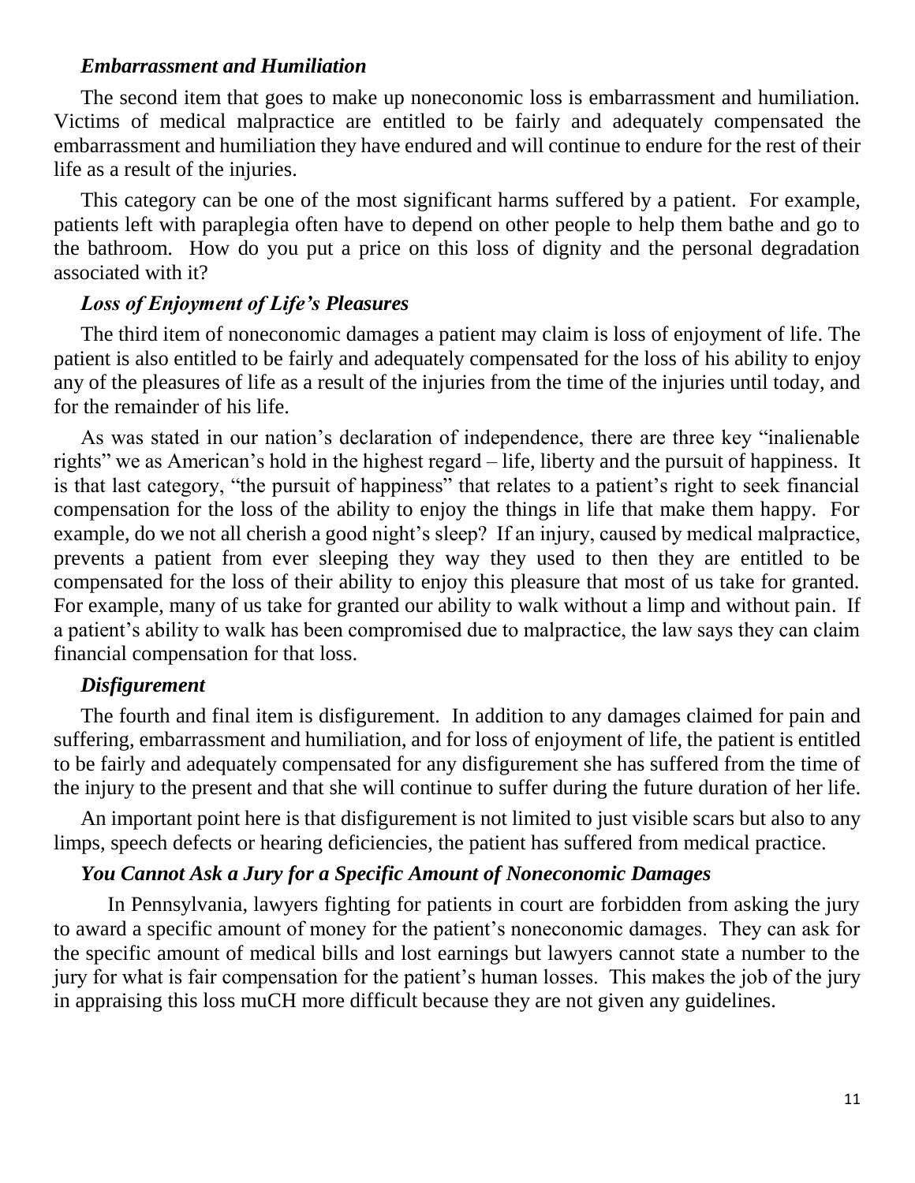### *Embarrassment and Humiliation*

The second item that goes to make up noneconomic loss is embarrassment and humiliation. Victims of medical malpractice are entitled to be fairly and adequately compensated the embarrassment and humiliation they have endured and will continue to endure for the rest of their life as a result of the injuries.

This category can be one of the most significant harms suffered by a patient. For example, patients left with paraplegia often have to depend on other people to help them bathe and go to the bathroom. How do you put a price on this loss of dignity and the personal degradation associated with it?

### *Loss of Enjoyment of Life's Pleasures*

The third item of noneconomic damages a patient may claim is loss of enjoyment of life. The patient is also entitled to be fairly and adequately compensated for the loss of his ability to enjoy any of the pleasures of life as a result of the injuries from the time of the injuries until today, and for the remainder of his life.

As was stated in our nation's declaration of independence, there are three key "inalienable rights" we as American's hold in the highest regard – life, liberty and the pursuit of happiness. It is that last category, "the pursuit of happiness" that relates to a patient's right to seek financial compensation for the loss of the ability to enjoy the things in life that make them happy. For example, do we not all cherish a good night's sleep? If an injury, caused by medical malpractice, prevents a patient from ever sleeping they way they used to then they are entitled to be compensated for the loss of their ability to enjoy this pleasure that most of us take for granted. For example, many of us take for granted our ability to walk without a limp and without pain. If a patient's ability to walk has been compromised due to malpractice, the law says they can claim financial compensation for that loss.

### *Disfigurement*

The fourth and final item is disfigurement. In addition to any damages claimed for pain and suffering, embarrassment and humiliation, and for loss of enjoyment of life, the patient is entitled to be fairly and adequately compensated for any disfigurement she has suffered from the time of the injury to the present and that she will continue to suffer during the future duration of her life.

An important point here is that disfigurement is not limited to just visible scars but also to any limps, speech defects or hearing deficiencies, the patient has suffered from medical practice.

### *You Cannot Ask a Jury for a Specific Amount of Noneconomic Damages*

In Pennsylvania, lawyers fighting for patients in court are forbidden from asking the jury to award a specific amount of money for the patient's noneconomic damages. They can ask for the specific amount of medical bills and lost earnings but lawyers cannot state a number to the jury for what is fair compensation for the patient's human losses. This makes the job of the jury in appraising this loss muCH more difficult because they are not given any guidelines.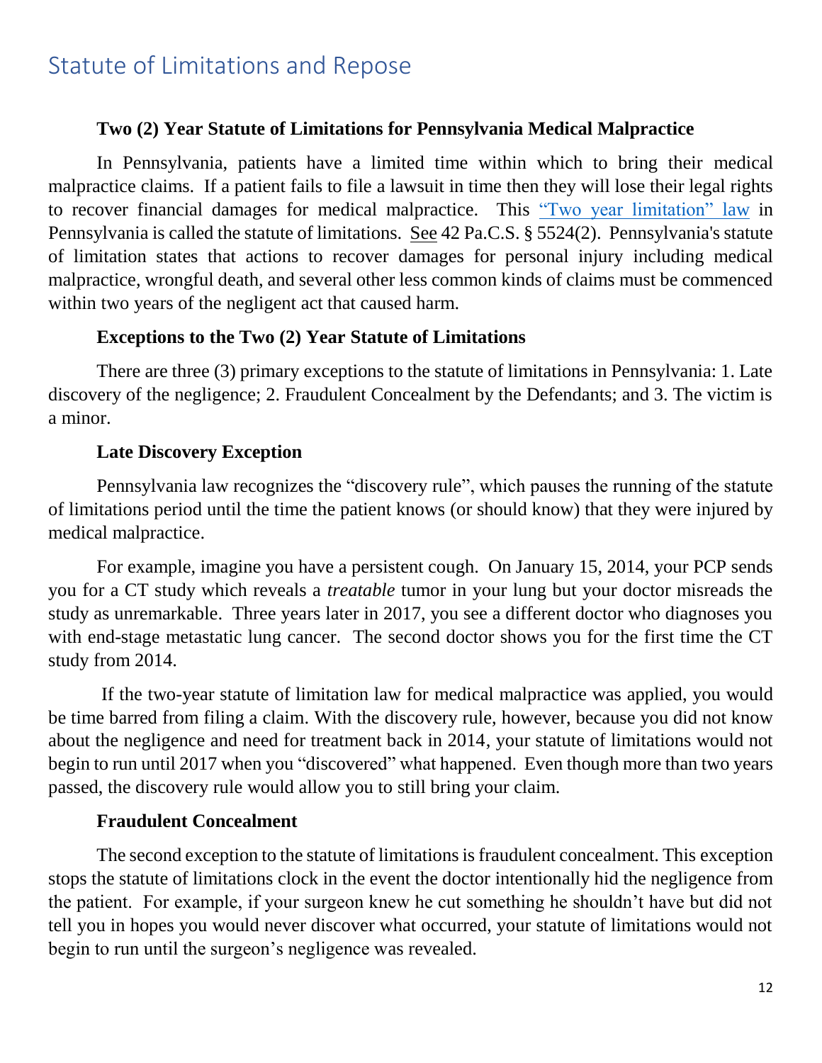# Statute of Limitations and Repose

**Two (2) Year Statute of Limitations for Pennsylvania Medical Malpractice**

In Pennsylvania, patients have a limited time within which to bring their medical malpractice claims. If a patient fails to file a lawsuit in time then they will lose their legal rights to recover financial damages for medical malpractice. This "Two year limitation" law in Pennsylvania is called the statute of limitations. See 42 Pa.C.S. § 5524(2). Pennsylvania's statute of limitation states that actions to recover damages for personal injury including medical malpractice, wrongful death, and several other less common kinds of claims must be commenced within two years of the negligent act that caused harm.

**Exceptions to the Two (2) Year Statute of Limitations**

There are three (3) primary exceptions to the statute of limitations in Pennsylvania: 1. Late discovery of the negligence; 2. Fraudulent Concealment by the Defendants; and 3. The victim is a minor.

**Late Discovery Exception**

Pennsylvania law recognizes the "discovery rule", which pauses the running of the statute of limitations period until the time the patient knows (or should know) that they were injured by medical malpractice.

For example, imagine you have a persistent cough. On January 15, 2014, your PCP sends you for a CT study which reveals a *treatable* tumor in your lung but your doctor misreads the study as unremarkable. Three years later in 2017, you see a different doctor who diagnoses you with end-stage metastatic lung cancer. The second doctor shows you for the first time the CT study from 2014.

If the two-year statute of limitation law for medical malpractice was applied, you would be time barred from filing a claim. With the discovery rule, however, because you did not know about the negligence and need for treatment back in 2014, your statute of limitations would not begin to run until 2017 when you "discovered" what happened. Even though more than two years passed, the discovery rule would allow you to still bring your claim.

**Fraudulent Concealment**

The second exception to the statute of limitations is fraudulent concealment. This exception stops the statute of limitations clock in the event the doctor intentionally hid the negligence from the patient. For example, if your surgeon knew he cut something he shouldn't have but did not tell you in hopes you would never discover what occurred, your statute of limitations would not begin to run until the surgeon's negligence was revealed.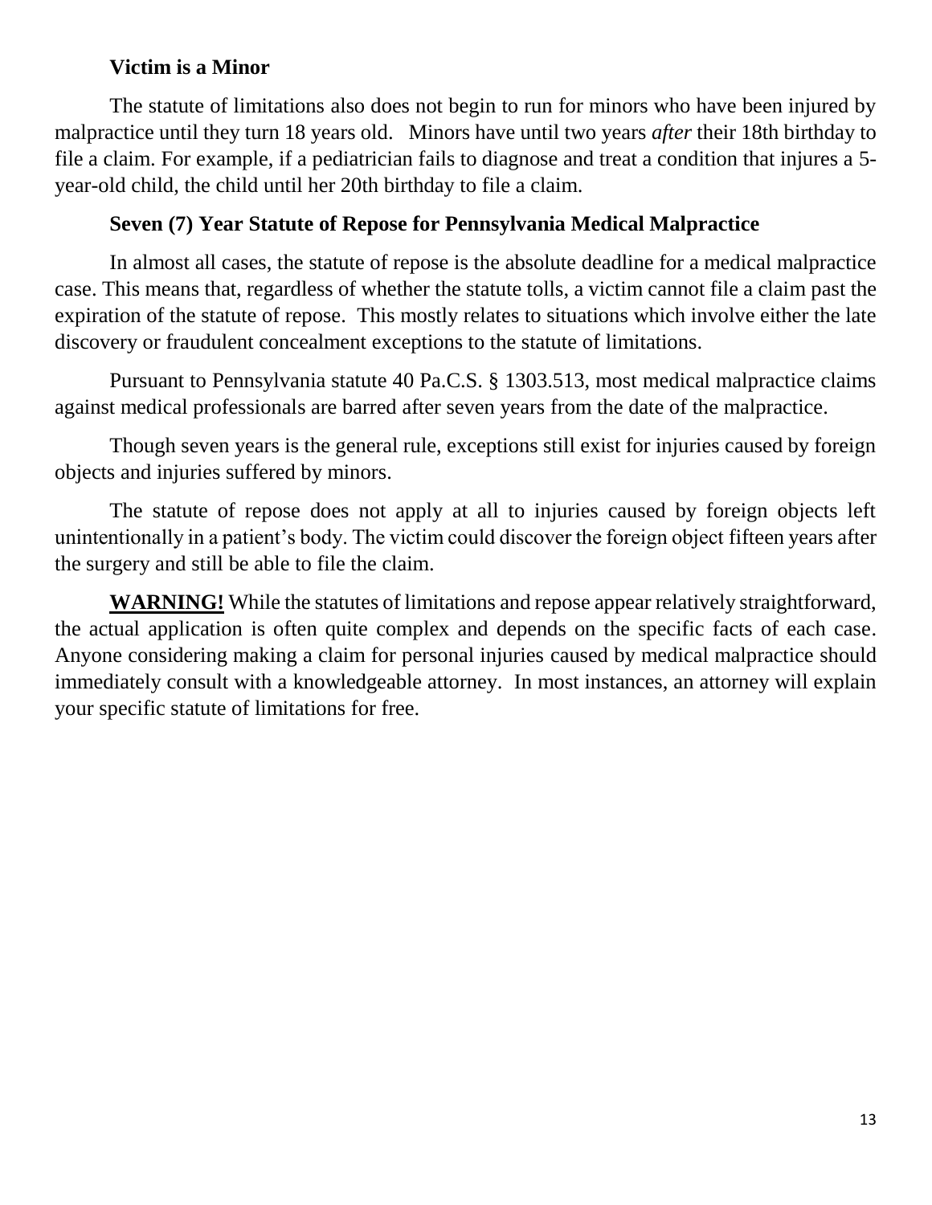### Victim is a Minor

The statute of limitations also does not begin to run for minors who have been injured by malpractice until they turn 18 years old. Minors have until two years *after* their 18th birthday to file a claim. For example, if a pediatrician fails to diagnose and treat a condition that injures a 5-year-old child, the child until her 20th birthday to file a claim.

### Seven (7) Year Statute of Repose for Pennsylvania Medical Malpractice

In almost all cases, the statute of repose is the absolute deadline for a medical malpractice case. This means that, regardless of whether the statute tolls, a victim cannot file a claim past the expiration of the statute of repose. This mostly relates to situations which involve either the late discovery or fraudulent concealment exceptions to the statute of limitations.

Pursuant to Pennsylvania statute 40 Pa.C.S. § 1303.513, most medical malpractice claims against medical professionals are barred after seven years from the date of the malpractice.

Though seven years is the general rule, exceptions still exist for injuries caused by foreign objects and injuries suffered by minors.

The statute of repose does not apply at all to injuries caused by foreign objects left unintentionally in a patient's body. The victim could discover the foreign object fifteen years after the surgery and still be able to file the claim.

**WARNING!** While the statutes of limitations and repose appear relatively straightforward, the actual application is often quite complex and depends on the specific facts of each case. Anyone considering making a claim for personal injuries caused by medical malpractice should immediately consult with a knowledgeable attorney. In most instances, an attorney will explain your specific statute of limitations for free.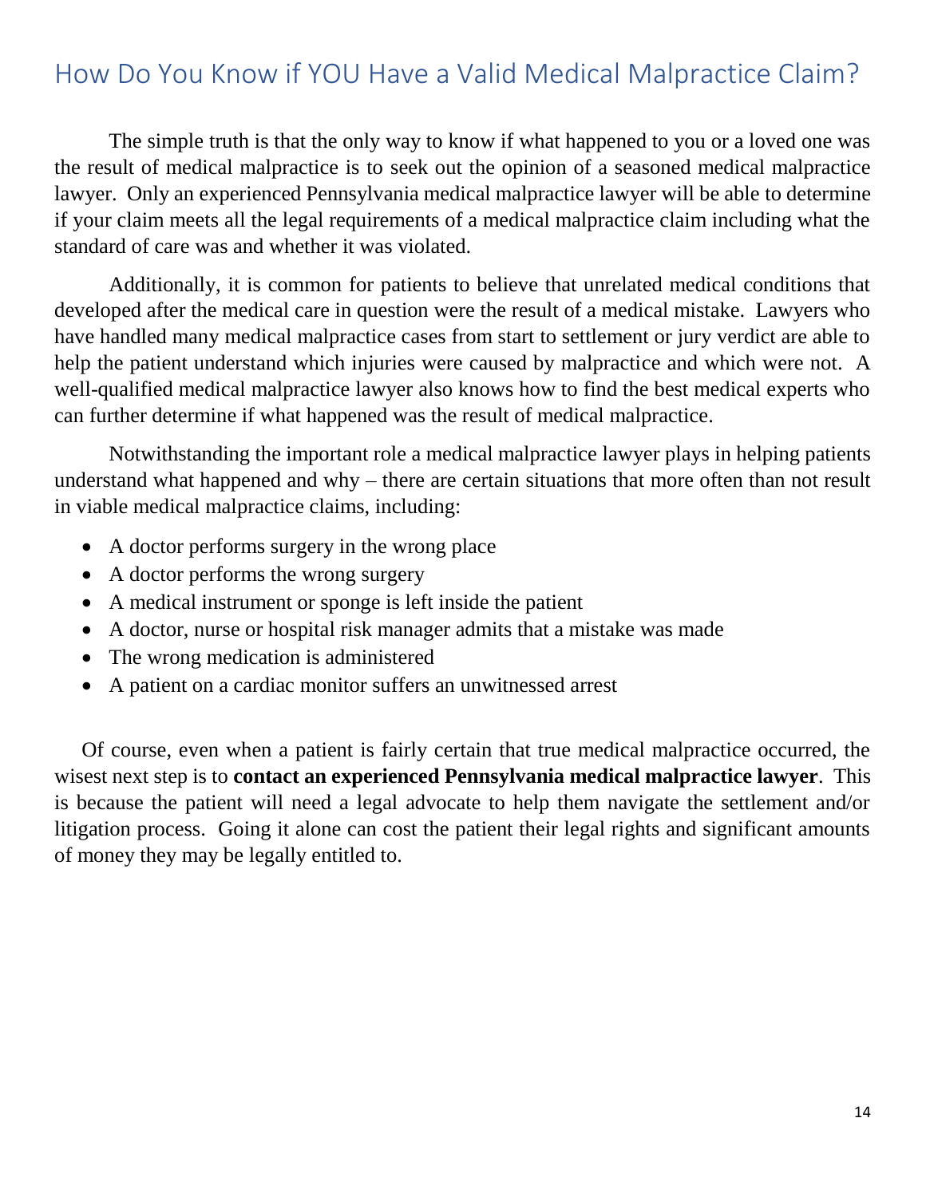## How Do You Know if YOU Have a Valid Medical Malpractice Claim?

The simple truth is that the only way to know if what happened to you or a loved one was the result of medical malpractice is to seek out the opinion of a seasoned medical malpractice lawyer. Only an experienced Pennsylvania medical malpractice lawyer will be able to determine if your claim meets all the legal requirements of a medical malpractice claim including what the standard of care was and whether it was violated.

Additionally, it is common for patients to believe that unrelated medical conditions that developed after the medical care in question were the result of a medical mistake. Lawyers who have handled many medical malpractice cases from start to settlement or jury verdict are able to help the patient understand which injuries were caused by malpractice and which were not. A well-qualified medical malpractice lawyer also knows how to find the best medical experts who can further determine if what happened was the result of medical malpractice.

Notwithstanding the important role a medical malpractice lawyer plays in helping patients understand what happened and why – there are certain situations that more often than not result in viable medical malpractice claims, including:

- A doctor performs surgery in the wrong place
- A doctor performs the wrong surgery
- A medical instrument or sponge is left inside the patient
- A doctor, nurse or hospital risk manager admits that a mistake was made
- The wrong medication is administered
- A patient on a cardiac monitor suffers an unwitnessed arrest

Of course, even when a patient is fairly certain that true medical malpractice occurred, the wisest next step is to **contact an experienced Pennsylvania medical malpractice lawyer**. This is because the patient will need a legal advocate to help them navigate the settlement and/or litigation process. Going it alone can cost the patient their legal rights and significant amounts of money they may be legally entitled to.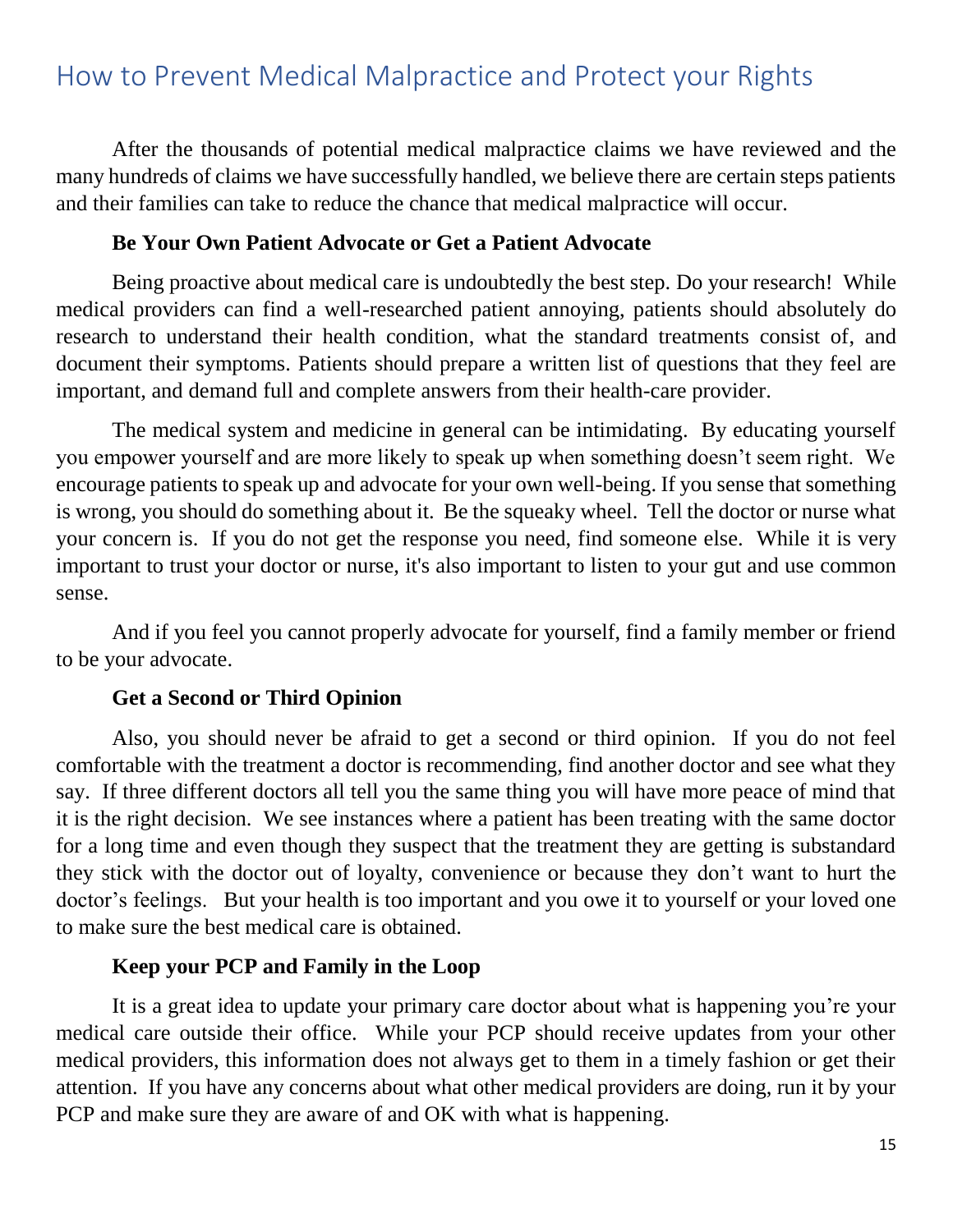# How to Prevent Medical Malpractice and Protect your Rights

After the thousands of potential medical malpractice claims we have reviewed and the many hundreds of claims we have successfully handled, we believe there are certain steps patients and their families can take to reduce the chance that medical malpractice will occur.

**Be Your Own Patient Advocate or Get a Patient Advocate**

Being proactive about medical care is undoubtedly the best step. Do your research! While medical providers can find a well-researched patient annoying, patients should absolutely do research to understand their health condition, what the standard treatments consist of, and document their symptoms. Patients should prepare a written list of questions that they feel are important, and demand full and complete answers from their health-care provider.

The medical system and medicine in general can be intimidating. By educating yourself you empower yourself and are more likely to speak up when something doesn't seem right. We encourage patients to speak up and advocate for your own well-being. If you sense that something is wrong, you should do something about it. Be the squeaky wheel. Tell the doctor or nurse what your concern is. If you do not get the response you need, find someone else. While it is very important to trust your doctor or nurse, it's also important to listen to your gut and use common sense.

And if you feel you cannot properly advocate for yourself, find a family member or friend to be your advocate.

**Get a Second or Third Opinion**

Also, you should never be afraid to get a second or third opinion. If you do not feel comfortable with the treatment a doctor is recommending, find another doctor and see what they say. If three different doctors all tell you the same thing you will have more peace of mind that it is the right decision. We see instances where a patient has been treating with the same doctor for a long time and even though they suspect that the treatment they are getting is substandard they stick with the doctor out of loyalty, convenience or because they don't want to hurt the doctor's feelings. But your health is too important and you owe it to yourself or your loved one to make sure the best medical care is obtained.

**Keep your PCP and Family in the Loop**

It is a great idea to update your primary care doctor about what is happening you're your medical care outside their office. While your PCP should receive updates from your other medical providers, this information does not always get to them in a timely fashion or get their attention. If you have any concerns about what other medical providers are doing, run it by your PCP and make sure they are aware of and OK with what is happening.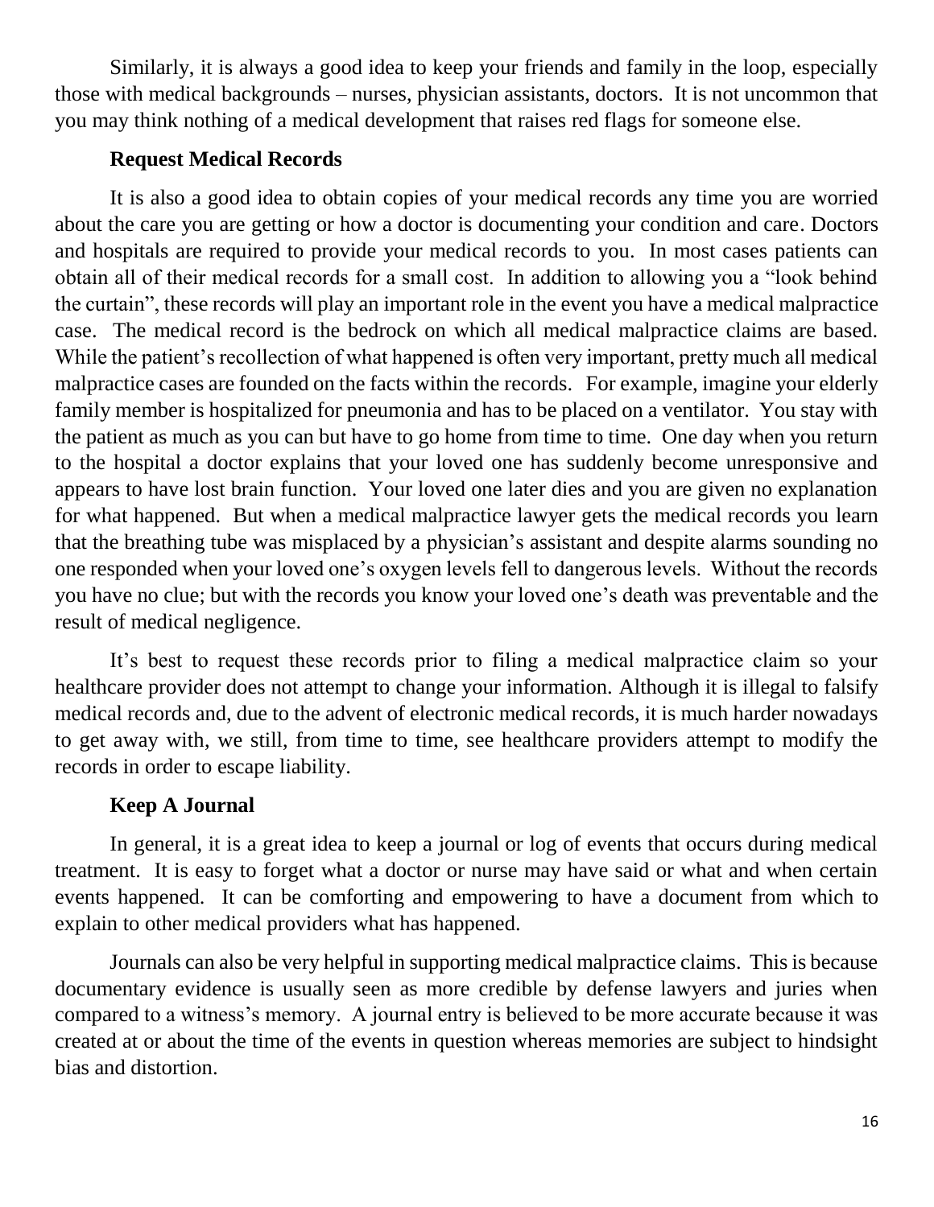Similarly, it is always a good idea to keep your friends and family in the loop, especially those with medical backgrounds – nurses, physician assistants, doctors. It is not uncommon that you may think nothing of a medical development that raises red flags for someone else.

**Request Medical Records**

It is also a good idea to obtain copies of your medical records any time you are worried about the care you are getting or how a doctor is documenting your condition and care. Doctors and hospitals are required to provide your medical records to you. In most cases patients can obtain all of their medical records for a small cost. In addition to allowing you a "look behind the curtain", these records will play an important role in the event you have a medical malpractice case. The medical record is the bedrock on which all medical malpractice claims are based. While the patient's recollection of what happened is often very important, pretty much all medical malpractice cases are founded on the facts within the records. For example, imagine your elderly family member is hospitalized for pneumonia and has to be placed on a ventilator. You stay with the patient as much as you can but have to go home from time to time. One day when you return to the hospital a doctor explains that your loved one has suddenly become unresponsive and appears to have lost brain function. Your loved one later dies and you are given no explanation for what happened. But when a medical malpractice lawyer gets the medical records you learn that the breathing tube was misplaced by a physician's assistant and despite alarms sounding no one responded when your loved one's oxygen levels fell to dangerous levels. Without the records you have no clue; but with the records you know your loved one's death was preventable and the result of medical negligence.

It's best to request these records prior to filing a medical malpractice claim so your healthcare provider does not attempt to change your information. Although it is illegal to falsify medical records and, due to the advent of electronic medical records, it is much harder nowadays to get away with, we still, from time to time, see healthcare providers attempt to modify the records in order to escape liability.

**Keep A Journal**

In general, it is a great idea to keep a journal or log of events that occurs during medical treatment. It is easy to forget what a doctor or nurse may have said or what and when certain events happened. It can be comforting and empowering to have a document from which to explain to other medical providers what has happened.

Journals can also be very helpful in supporting medical malpractice claims. This is because documentary evidence is usually seen as more credible by defense lawyers and juries when compared to a witness's memory. A journal entry is believed to be more accurate because it was created at or about the time of the events in question whereas memories are subject to hindsight bias and distortion.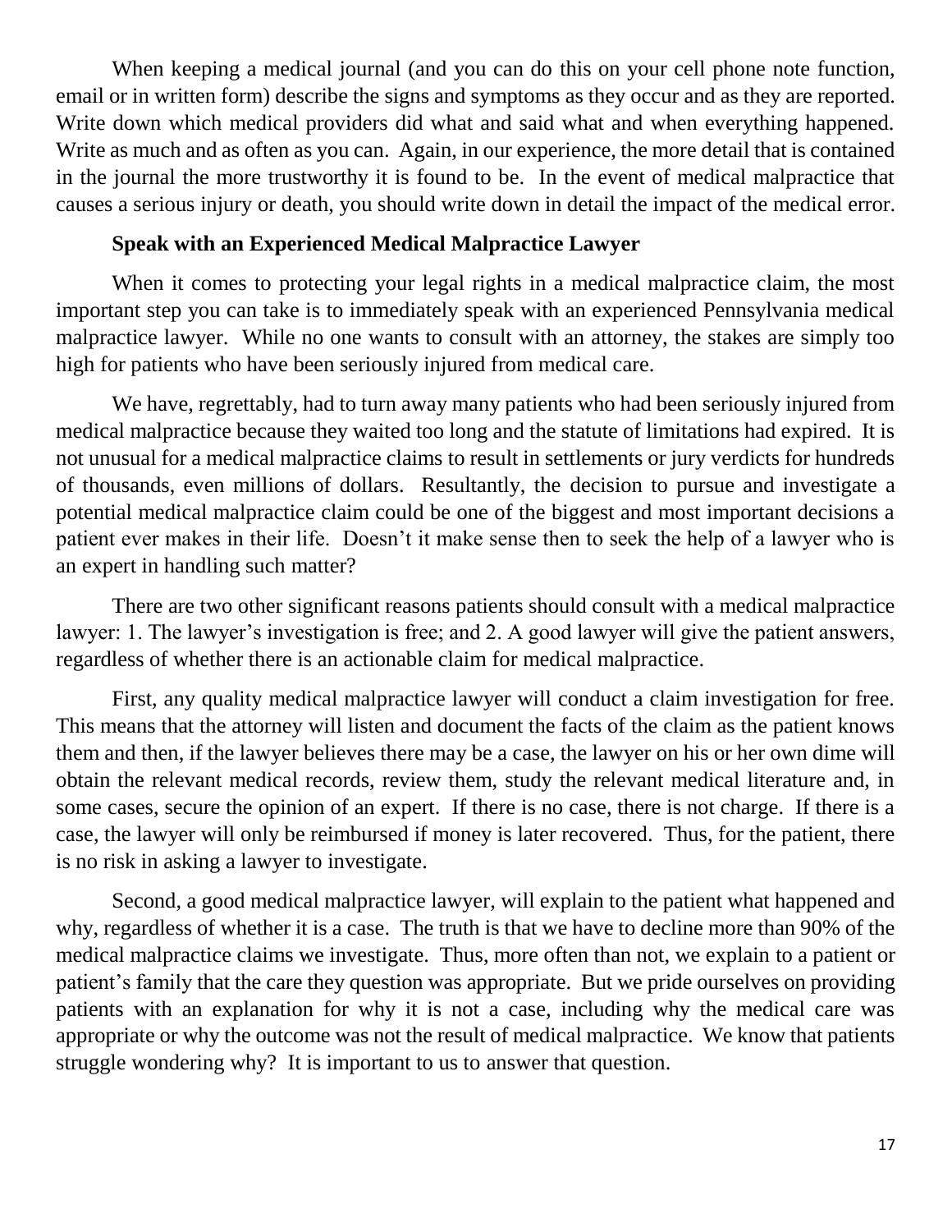When keeping a medical journal (and you can do this on your cell phone note function, email or in written form) describe the signs and symptoms as they occur and as they are reported. Write down which medical providers did what and said what and when everything happened. Write as much and as often as you can. Again, in our experience, the more detail that is contained in the journal the more trustworthy it is found to be. In the event of medical malpractice that causes a serious injury or death, you should write down in detail the impact of the medical error.

**Speak with an Experienced Medical Malpractice Lawyer**

When it comes to protecting your legal rights in a medical malpractice claim, the most important step you can take is to immediately speak with an experienced Pennsylvania medical malpractice lawyer. While no one wants to consult with an attorney, the stakes are simply too high for patients who have been seriously injured from medical care.

We have, regrettably, had to turn away many patients who had been seriously injured from medical malpractice because they waited too long and the statute of limitations had expired. It is not unusual for a medical malpractice claims to result in settlements or jury verdicts for hundreds of thousands, even millions of dollars. Resultantly, the decision to pursue and investigate a potential medical malpractice claim could be one of the biggest and most important decisions a patient ever makes in their life. Doesn't it make sense then to seek the help of a lawyer who is an expert in handling such matter?

There are two other significant reasons patients should consult with a medical malpractice lawyer: 1. The lawyer's investigation is free; and 2. A good lawyer will give the patient answers, regardless of whether there is an actionable claim for medical malpractice.

First, any quality medical malpractice lawyer will conduct a claim investigation for free. This means that the attorney will listen and document the facts of the claim as the patient knows them and then, if the lawyer believes there may be a case, the lawyer on his or her own dime will obtain the relevant medical records, review them, study the relevant medical literature and, in some cases, secure the opinion of an expert. If there is no case, there is not charge. If there is a case, the lawyer will only be reimbursed if money is later recovered. Thus, for the patient, there is no risk in asking a lawyer to investigate.

Second, a good medical malpractice lawyer, will explain to the patient what happened and why, regardless of whether it is a case. The truth is that we have to decline more than 90% of the medical malpractice claims we investigate. Thus, more often than not, we explain to a patient or patient's family that the care they question was appropriate. But we pride ourselves on providing patients with an explanation for why it is not a case, including why the medical care was appropriate or why the outcome was not the result of medical malpractice. We know that patients struggle wondering why? It is important to us to answer that question.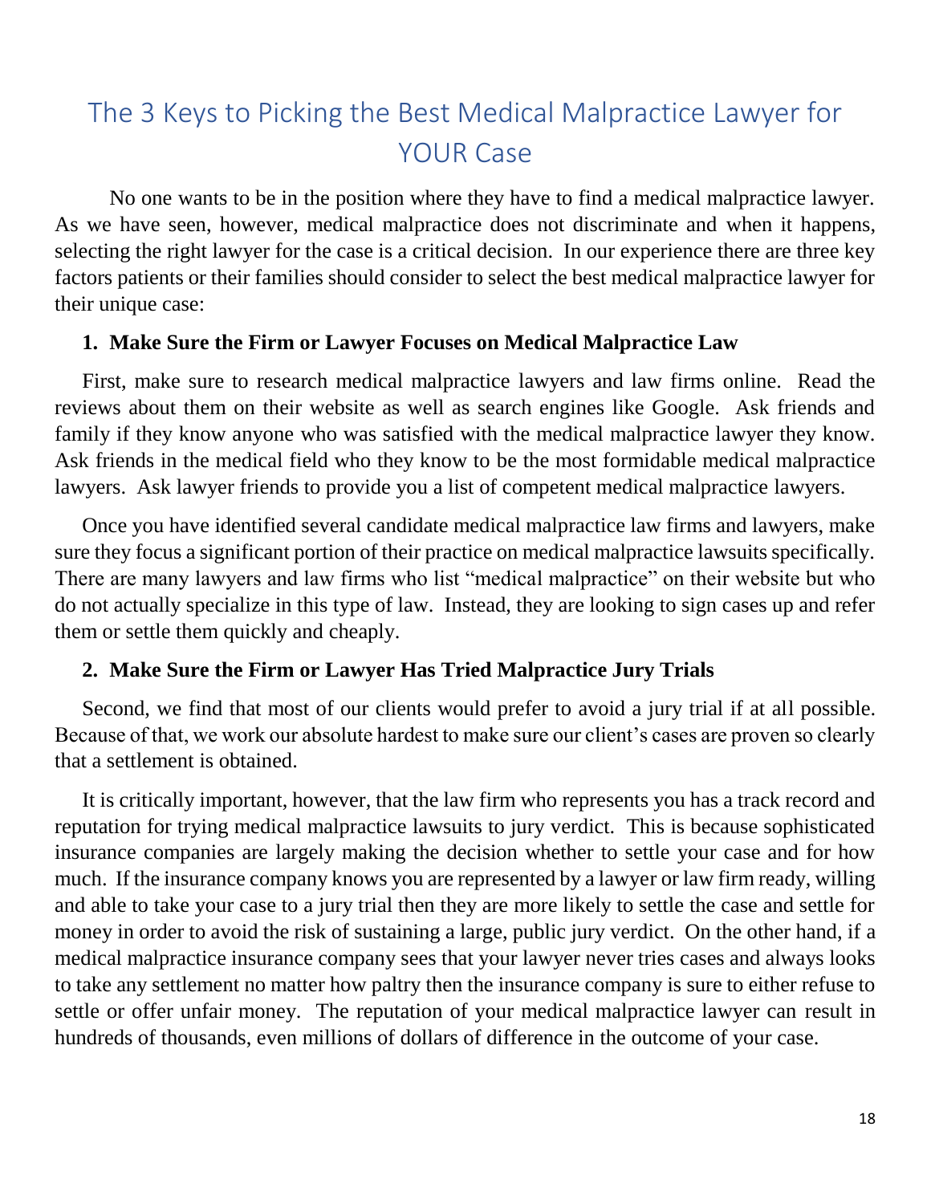# The 3 Keys to Picking the Best Medical Malpractice Lawyer for YOUR Case

No one wants to be in the position where they have to find a medical malpractice lawyer. As we have seen, however, medical malpractice does not discriminate and when it happens, selecting the right lawyer for the case is a critical decision. In our experience there are three key factors patients or their families should consider to select the best medical malpractice lawyer for their unique case:

## 1. Make Sure the Firm or Lawyer Focuses on Medical Malpractice Law

First, make sure to research medical malpractice lawyers and law firms online. Read the reviews about them on their website as well as search engines like Google. Ask friends and family if they know anyone who was satisfied with the medical malpractice lawyer they know. Ask friends in the medical field who they know to be the most formidable medical malpractice lawyers. Ask lawyer friends to provide you a list of competent medical malpractice lawyers.

Once you have identified several candidate medical malpractice law firms and lawyers, make sure they focus a significant portion of their practice on medical malpractice lawsuits specifically. There are many lawyers and law firms who list "medical malpractice" on their website but who do not actually specialize in this type of law. Instead, they are looking to sign cases up and refer them or settle them quickly and cheaply.

## 2. Make Sure the Firm or Lawyer Has Tried Malpractice Jury Trials

Second, we find that most of our clients would prefer to avoid a jury trial if at all possible. Because of that, we work our absolute hardest to make sure our client's cases are proven so clearly that a settlement is obtained.

It is critically important, however, that the law firm who represents you has a track record and reputation for trying medical malpractice lawsuits to jury verdict. This is because sophisticated insurance companies are largely making the decision whether to settle your case and for how much. If the insurance company knows you are represented by a lawyer or law firm ready, willing and able to take your case to a jury trial then they are more likely to settle the case and settle for money in order to avoid the risk of sustaining a large, public jury verdict. On the other hand, if a medical malpractice insurance company sees that your lawyer never tries cases and always looks to take any settlement no matter how paltry then the insurance company is sure to either refuse to settle or offer unfair money. The reputation of your medical malpractice lawyer can result in hundreds of thousands, even millions of dollars of difference in the outcome of your case.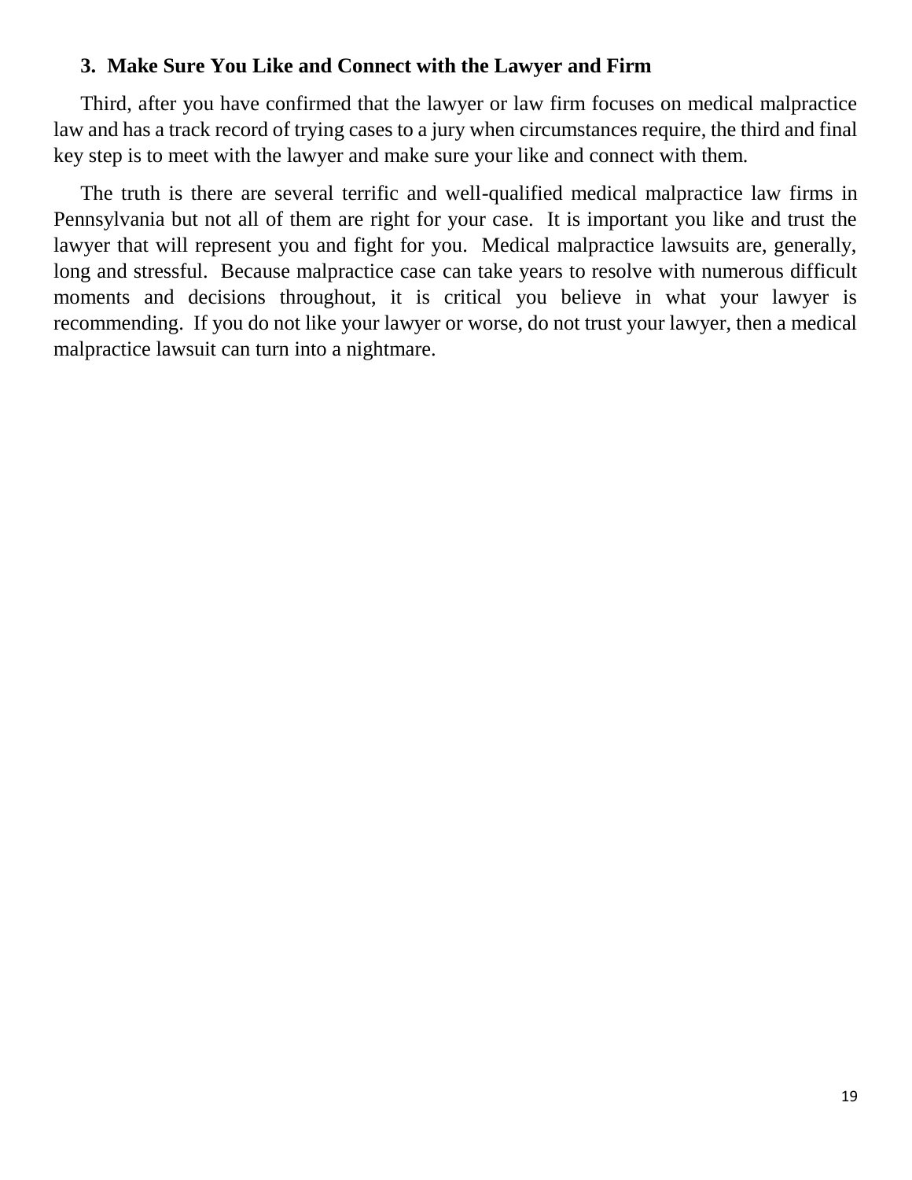### 3. Make Sure You Like and Connect with the Lawyer and Firm

Third, after you have confirmed that the lawyer or law firm focuses on medical malpractice law and has a track record of trying cases to a jury when circumstances require, the third and final key step is to meet with the lawyer and make sure your like and connect with them.

The truth is there are several terrific and well-qualified medical malpractice law firms in Pennsylvania but not all of them are right for your case. It is important you like and trust the lawyer that will represent you and fight for you. Medical malpractice lawsuits are, generally, long and stressful. Because malpractice case can take years to resolve with numerous difficult moments and decisions throughout, it is critical you believe in what your lawyer is recommending. If you do not like your lawyer or worse, do not trust your lawyer, then a medical malpractice lawsuit can turn into a nightmare.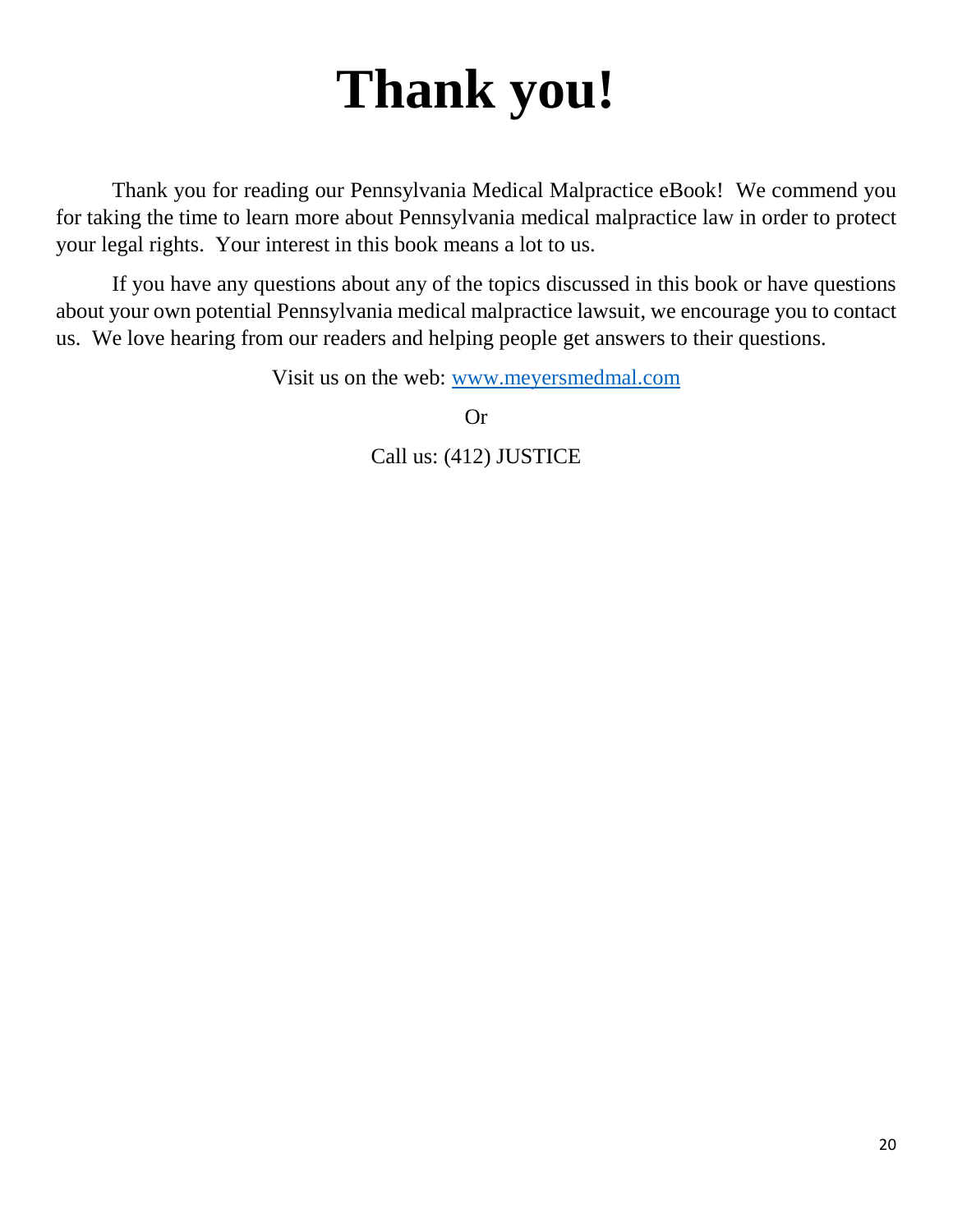# Thank you!

Thank you for reading our Pennsylvania Medical Malpractice eBook! We commend you for taking the time to learn more about Pennsylvania medical malpractice law in order to protect your legal rights. Your interest in this book means a lot to us.

If you have any questions about any of the topics discussed in this book or have questions about your own potential Pennsylvania medical malpractice lawsuit, we encourage you to contact us. We love hearing from our readers and helping people get answers to their questions.

Visit us on the web: www.meyersmedmal.com

Or

Call us: (412) JUSTICE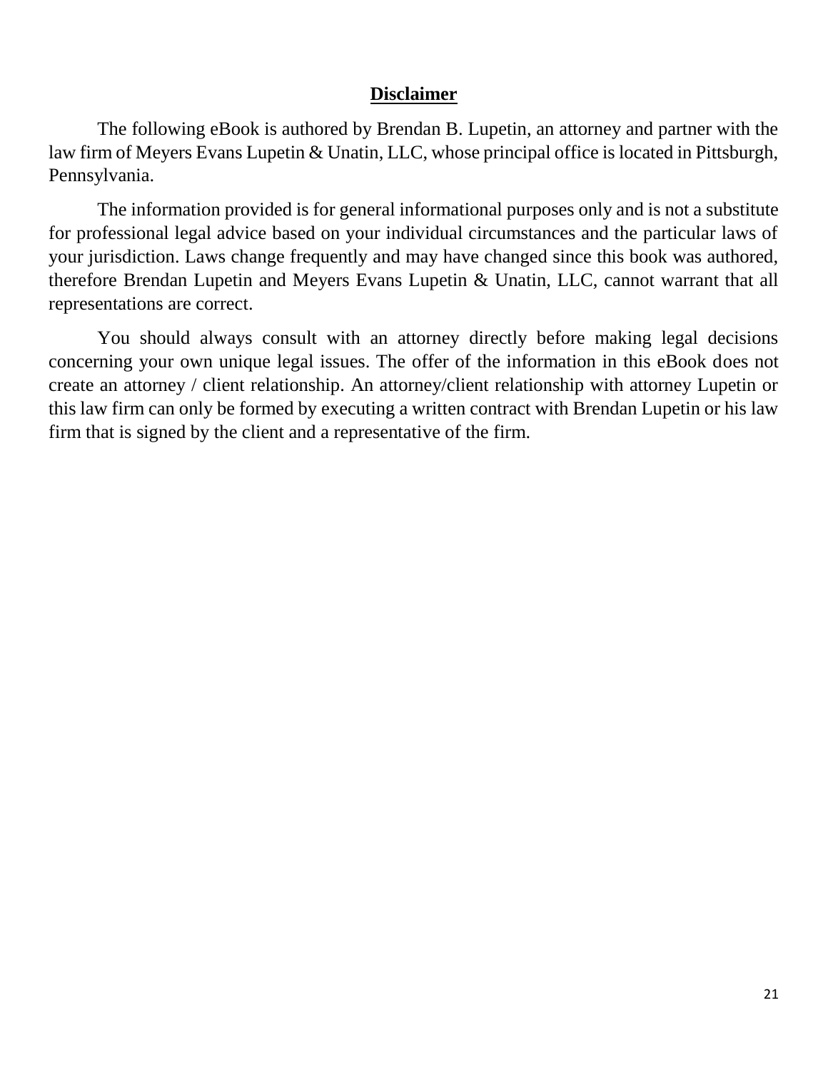## Disclaimer

The following eBook is authored by Brendan B. Lupetin, an attorney and partner with the law firm of Meyers Evans Lupetin & Unatin, LLC, whose principal office is located in Pittsburgh, Pennsylvania.

The information provided is for general informational purposes only and is not a substitute for professional legal advice based on your individual circumstances and the particular laws of your jurisdiction. Laws change frequently and may have changed since this book was authored, therefore Brendan Lupetin and Meyers Evans Lupetin & Unatin, LLC, cannot warrant that all representations are correct.

You should always consult with an attorney directly before making legal decisions concerning your own unique legal issues. The offer of the information in this eBook does not create an attorney / client relationship. An attorney/client relationship with attorney Lupetin or this law firm can only be formed by executing a written contract with Brendan Lupetin or his law firm that is signed by the client and a representative of the firm.